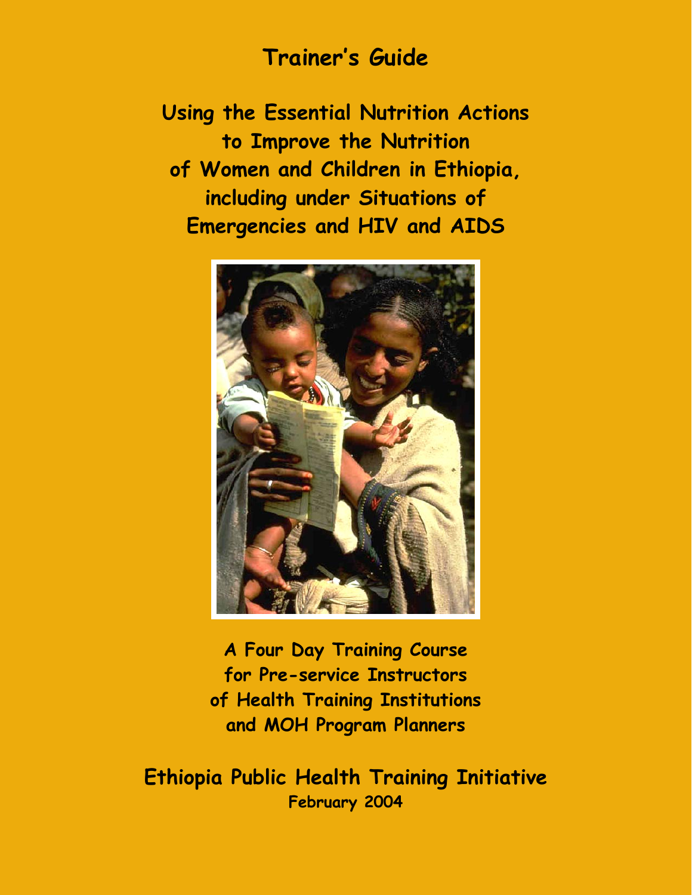# Trainer's Guide

## Using the Essential Nutrition Actions to Improve the Nutrition of Women and Children in Ethiopia, including under Situations of Emergencies and HIV and AIDS

**A Four Day Training Course for Pre-service Instructors of Health Training Institutions and MOH Program Planners**

**Ethiopia Public Health Training Initiative**

**February 2004**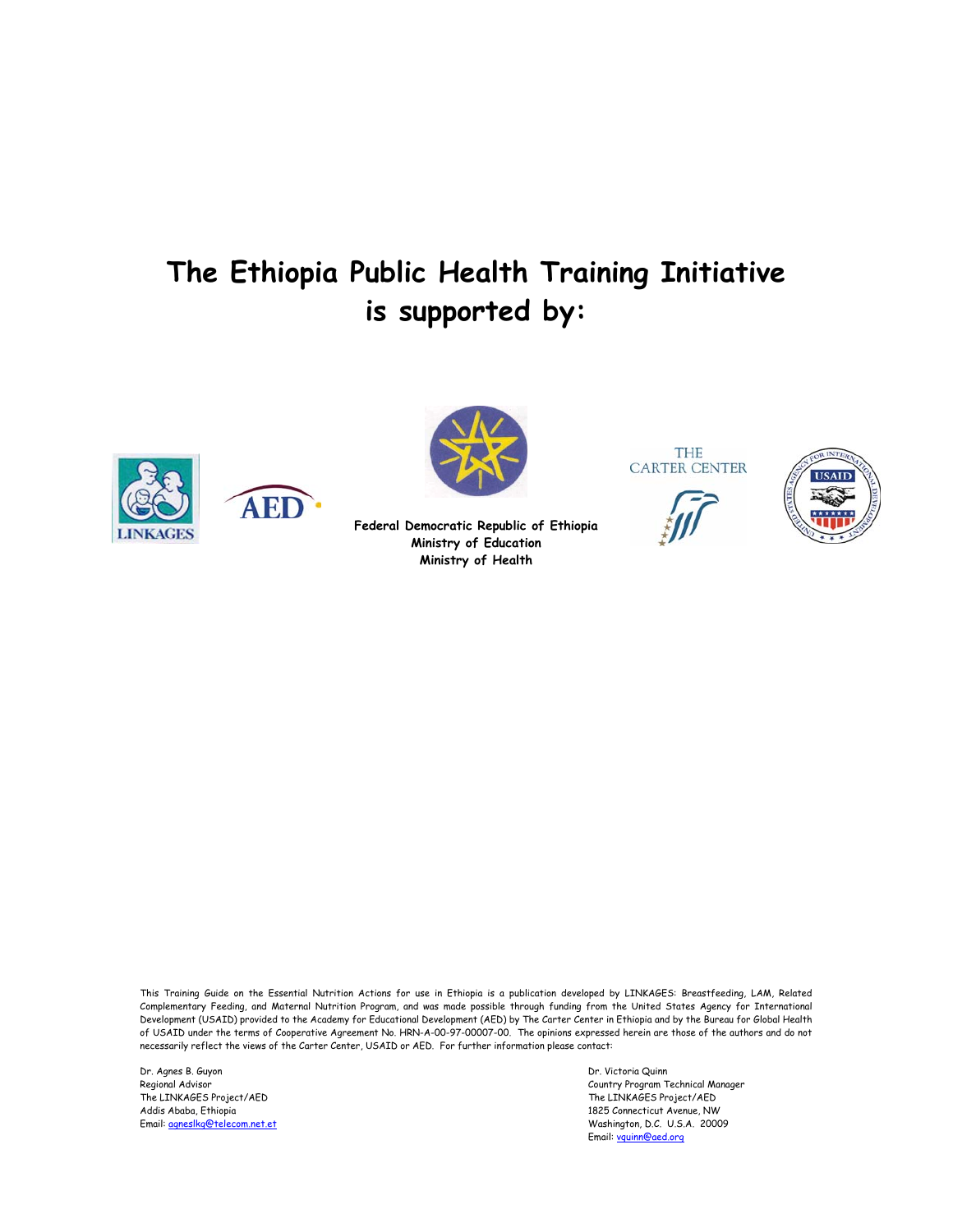# The Ethiopia Public Health Training Initiative is supported by:

LINKAGES

AED

**Federal Democratic Republic of Ethiopia**
**Ministry of Education**
**Ministry of Health**

THE CARTER CENTER

USAID

This Training Guide on the Essential Nutrition Actions for use in Ethiopia is a publication developed by LINKAGES: Breastfeeding, LAM, Related Complementary Feeding, and Maternal Nutrition Program, and was made possible through funding from the United States Agency for International Development (USAID) provided to the Academy for Educational Development (AED) by The Carter Center in Ethiopia and by the Bureau for Global Health of USAID under the terms of Cooperative Agreement No. HRN-A-00-97-00007-00. The opinions expressed herein are those of the authors and do not necessarily reflect the views of the Carter Center, USAID or AED. For further information please contact:

Dr. Agnes B. Guyon
Regional Advisor
The LINKAGES Project/AED
Addis Ababa, Ethiopia
Email: agneslkg@telecom.net.et

Dr. Victoria Quinn
Country Program Technical Manager
The LINKAGES Project/AED
1825 Connecticut Avenue, NW
Washington, D.C. U.S.A. 20009
Email: vquinn@aed.org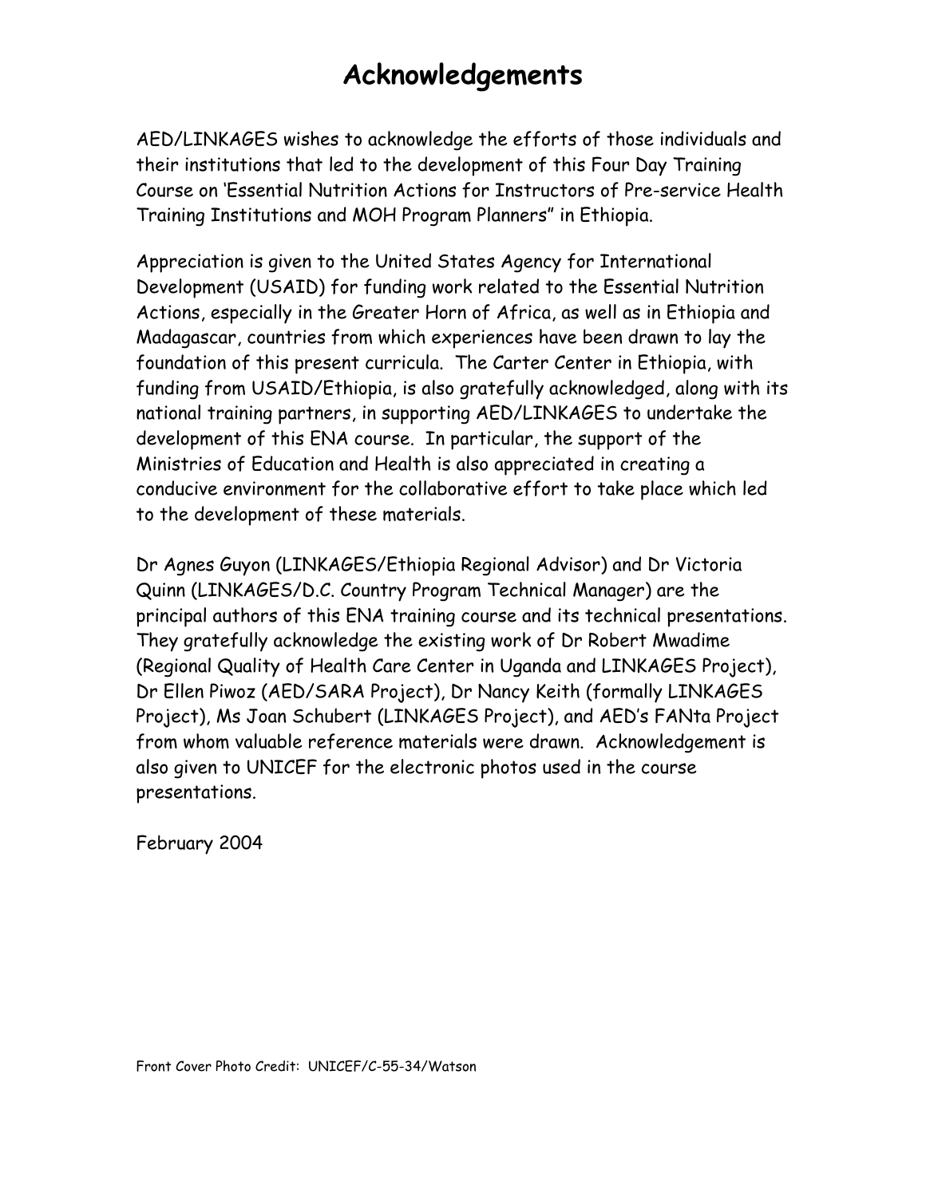# Acknowledgements

AED/LINKAGES wishes to acknowledge the efforts of those individuals and their institutions that led to the development of this Four Day Training Course on 'Essential Nutrition Actions for Instructors of Pre-service Health Training Institutions and MOH Program Planners" in Ethiopia.

Appreciation is given to the United States Agency for International Development (USAID) for funding work related to the Essential Nutrition Actions, especially in the Greater Horn of Africa, as well as in Ethiopia and Madagascar, countries from which experiences have been drawn to lay the foundation of this present curricula. The Carter Center in Ethiopia, with funding from USAID/Ethiopia, is also gratefully acknowledged, along with its national training partners, in supporting AED/LINKAGES to undertake the development of this ENA course. In particular, the support of the Ministries of Education and Health is also appreciated in creating a conducive environment for the collaborative effort to take place which led to the development of these materials.

Dr Agnes Guyon (LINKAGES/Ethiopia Regional Advisor) and Dr Victoria Quinn (LINKAGES/D.C. Country Program Technical Manager) are the principal authors of this ENA training course and its technical presentations. They gratefully acknowledge the existing work of Dr Robert Mwadime (Regional Quality of Health Care Center in Uganda and LINKAGES Project), Dr Ellen Piwoz (AED/SARA Project), Dr Nancy Keith (formally LINKAGES Project), Ms Joan Schubert (LINKAGES Project), and AED's FANta Project from whom valuable reference materials were drawn. Acknowledgement is also given to UNICEF for the electronic photos used in the course presentations.

February 2004

Front Cover Photo Credit: UNICEF/C-55-34/Watson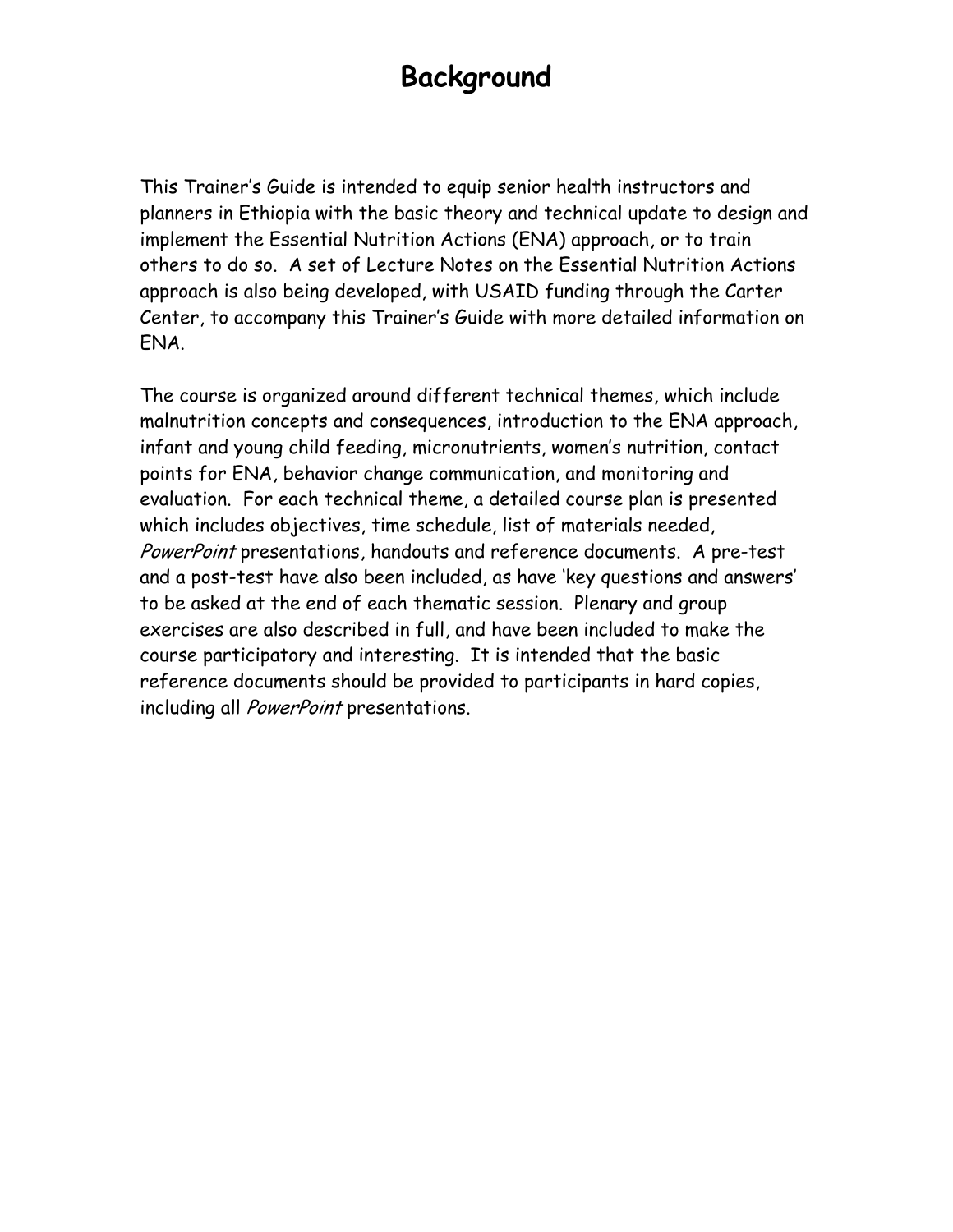# Background

This Trainer's Guide is intended to equip senior health instructors and planners in Ethiopia with the basic theory and technical update to design and implement the Essential Nutrition Actions (ENA) approach, or to train others to do so. A set of Lecture Notes on the Essential Nutrition Actions approach is also being developed, with USAID funding through the Carter Center, to accompany this Trainer's Guide with more detailed information on ENA.

The course is organized around different technical themes, which include malnutrition concepts and consequences, introduction to the ENA approach, infant and young child feeding, micronutrients, women's nutrition, contact points for ENA, behavior change communication, and monitoring and evaluation. For each technical theme, a detailed course plan is presented which includes objectives, time schedule, list of materials needed, *PowerPoint* presentations, handouts and reference documents. A pre-test and a post-test have also been included, as have 'key questions and answers' to be asked at the end of each thematic session. Plenary and group exercises are also described in full, and have been included to make the course participatory and interesting. It is intended that the basic reference documents should be provided to participants in hard copies, including all *PowerPoint* presentations.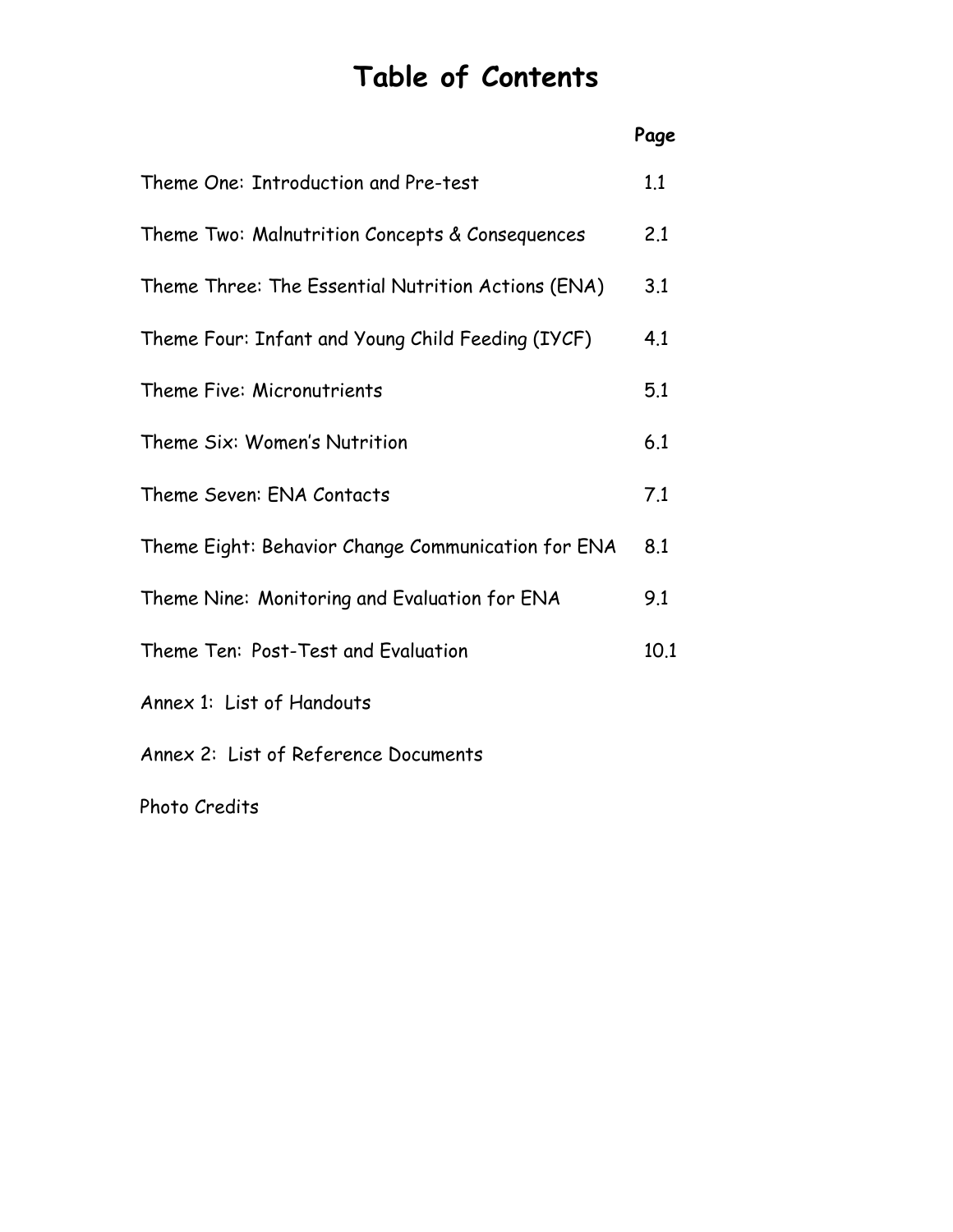# Table of Contents

| | Page |
|---|---|
| Theme One: Introduction and Pre-test | 1.1 |
| Theme Two: Malnutrition Concepts & Consequences | 2.1 |
| Theme Three: The Essential Nutrition Actions (ENA) | 3.1 |
| Theme Four: Infant and Young Child Feeding (IYCF) | 4.1 |
| Theme Five: Micronutrients | 5.1 |
| Theme Six: Women's Nutrition | 6.1 |
| Theme Seven: ENA Contacts | 7.1 |
| Theme Eight: Behavior Change Communication for ENA | 8.1 |
| Theme Nine: Monitoring and Evaluation for ENA | 9.1 |
| Theme Ten: Post-Test and Evaluation | 10.1 |
| Annex 1: List of Handouts | |
| Annex 2: List of Reference Documents | |
| Photo Credits | |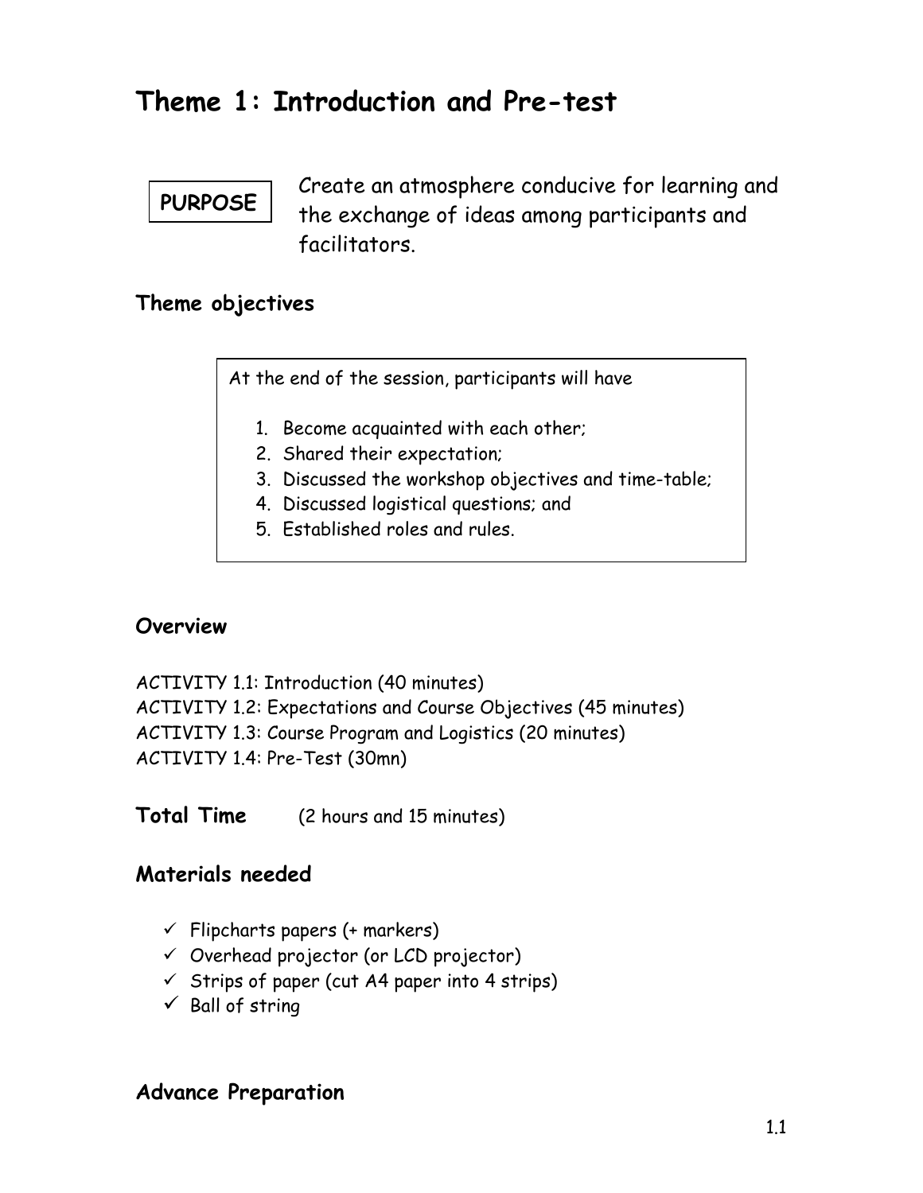# Theme 1: Introduction and Pre-test

**PURPOSE**

Create an atmosphere conducive for learning and the exchange of ideas among participants and facilitators.

## Theme objectives

At the end of the session, participants will have

1. Become acquainted with each other;
2. Shared their expectation;
3. Discussed the workshop objectives and time-table;
4. Discussed logistical questions; and
5. Established roles and rules.

## Overview

ACTIVITY 1.1: Introduction (40 minutes)
ACTIVITY 1.2: Expectations and Course Objectives (45 minutes)
ACTIVITY 1.3: Course Program and Logistics (20 minutes)
ACTIVITY 1.4: Pre-Test (30mn)

**Total Time** (2 hours and 15 minutes)

## Materials needed

- ✓ Flipcharts papers (+ markers)
- ✓ Overhead projector (or LCD projector)
- ✓ Strips of paper (cut A4 paper into 4 strips)
- ✓ Ball of string

## Advance Preparation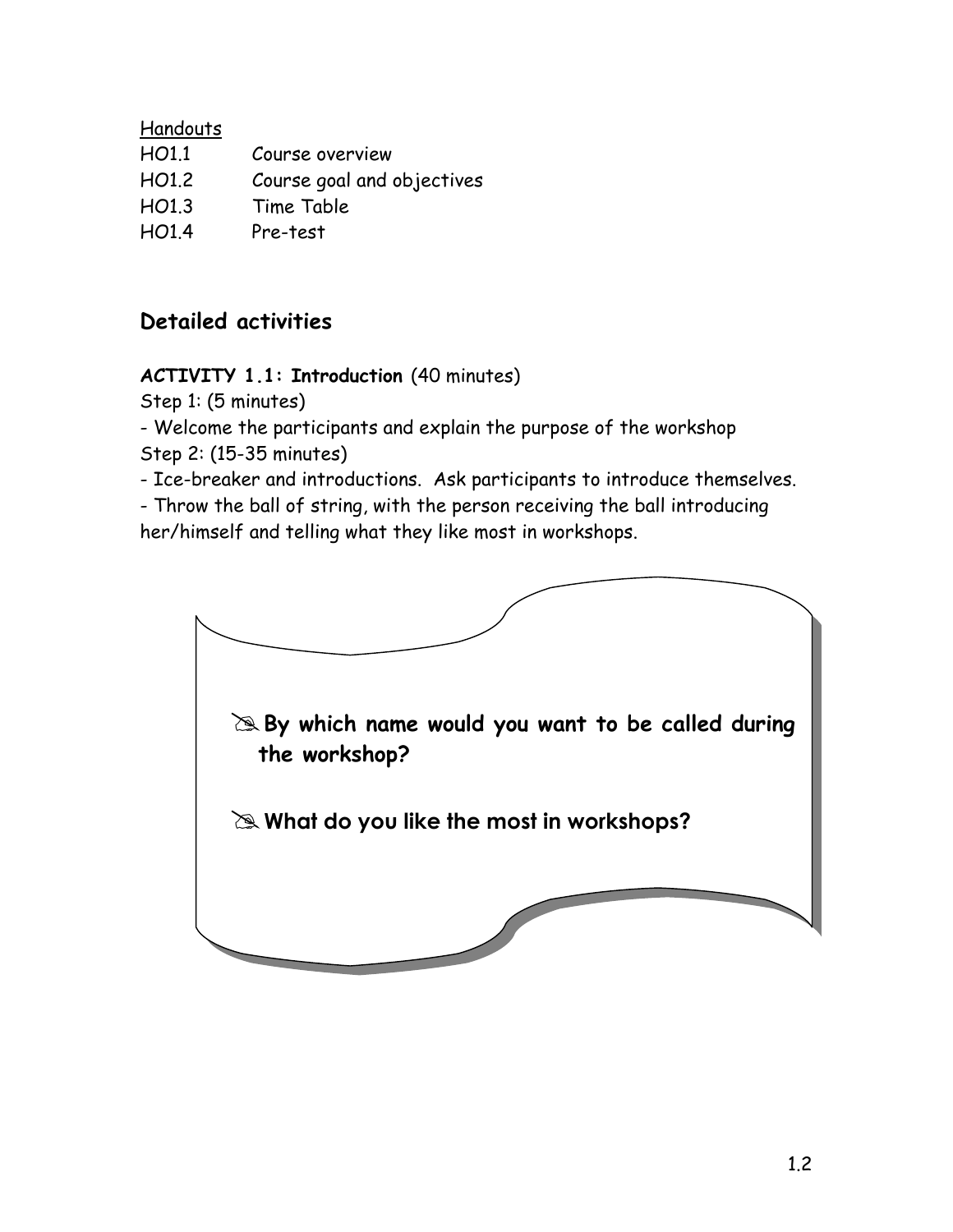<u>Handouts</u>

| | |
|---|---|
| HO1.1 | Course overview |
| HO1.2 | Course goal and objectives |
| HO1.3 | Time Table |
| HO1.4 | Pre-test |

## Detailed activities

***ACTIVITY 1.1:* Introduction** (40 minutes)

Step 1: (5 minutes)

- Welcome the participants and explain the purpose of the workshop

Step 2: (15-35 minutes)

- Ice-breaker and introductions. Ask participants to introduce themselves.
- Throw the ball of string, with the person receiving the ball introducing her/himself and telling what they like most in workshops.

> ✍ **By which name would you want to be called during the workshop?**
>
> ✍ **What do you like the most in workshops?**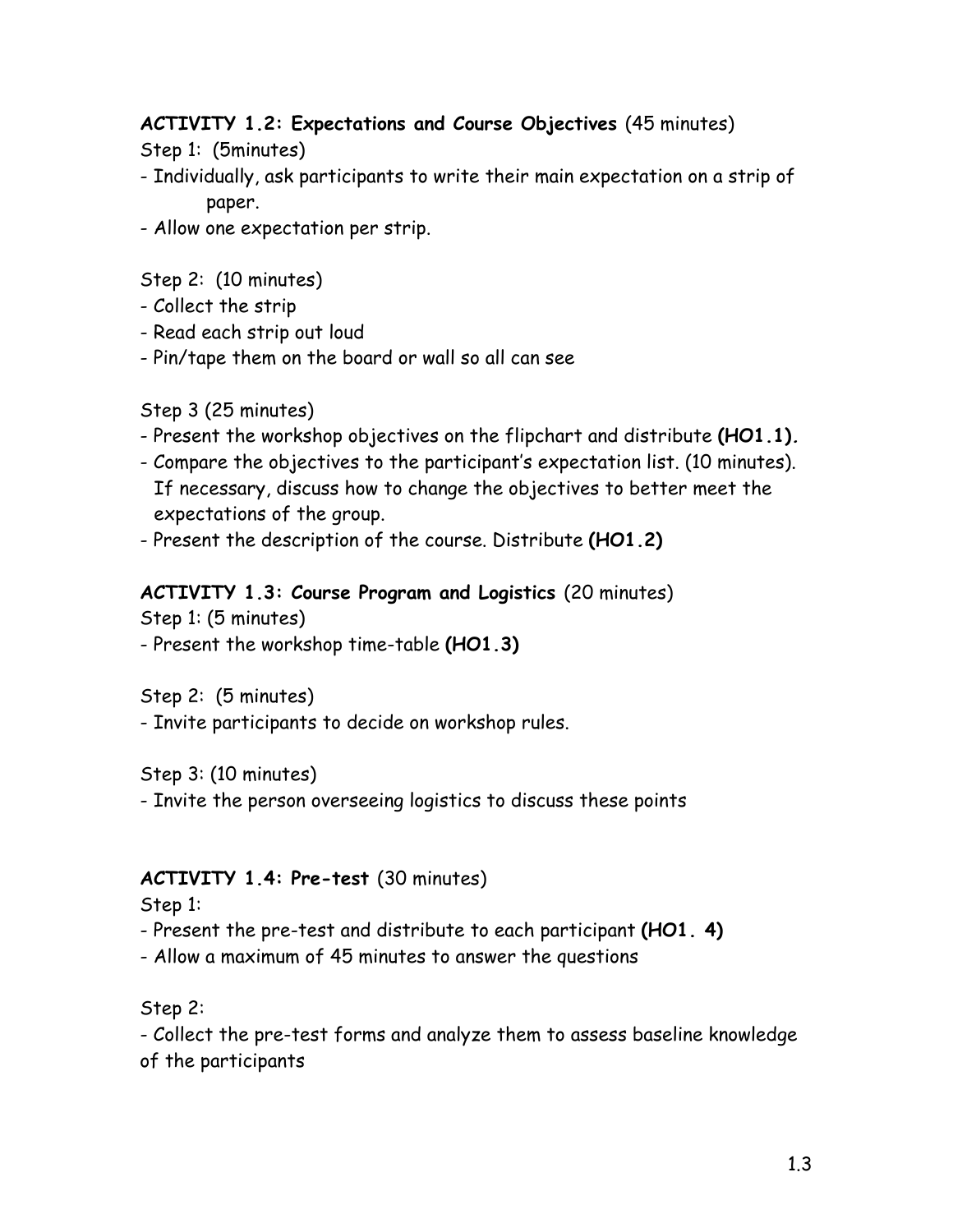**ACTIVITY 1.2: Expectations and Course Objectives** (45 minutes)

Step 1: (5minutes)

- Individually, ask participants to write their main expectation on a strip of paper.
- Allow one expectation per strip.

Step 2: (10 minutes)

- Collect the strip
- Read each strip out loud
- Pin/tape them on the board or wall so all can see

Step 3 (25 minutes)

- Present the workshop objectives on the flipchart and distribute **(HO1.1).**
- Compare the objectives to the participant's expectation list. (10 minutes). If necessary, discuss how to change the objectives to better meet the expectations of the group.
- Present the description of the course. Distribute **(HO1.2)**

**ACTIVITY 1.3: Course Program and Logistics** (20 minutes)

Step 1: (5 minutes)

- Present the workshop time-table **(HO1.3)**

Step 2: (5 minutes)

- Invite participants to decide on workshop rules.

Step 3: (10 minutes)

- Invite the person overseeing logistics to discuss these points

**ACTIVITY 1.4: Pre-test** (30 minutes)

Step 1:

- Present the pre-test and distribute to each participant **(HO1. 4)**
- Allow a maximum of 45 minutes to answer the questions

Step 2:

- Collect the pre-test forms and analyze them to assess baseline knowledge of the participants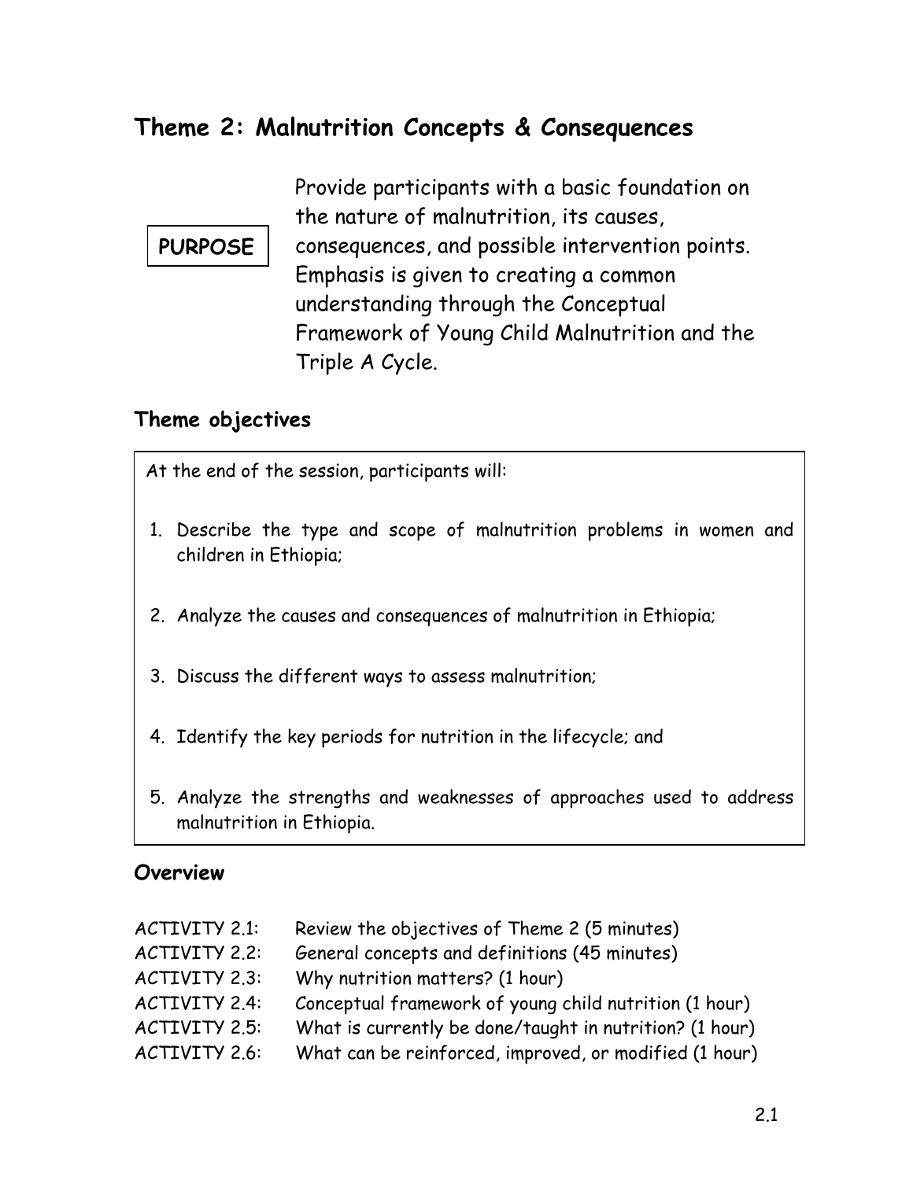## Theme 2: Malnutrition Concepts & Consequences

**PURPOSE**

Provide participants with a basic foundation on the nature of malnutrition, its causes, consequences, and possible intervention points. Emphasis is given to creating a common understanding through the Conceptual Framework of Young Child Malnutrition and the Triple A Cycle.

### Theme objectives

At the end of the session, participants will:

1. Describe the type and scope of malnutrition problems in women and children in Ethiopia;
2. Analyze the causes and consequences of malnutrition in Ethiopia;
3. Discuss the different ways to assess malnutrition;
4. Identify the key periods for nutrition in the lifecycle; and
5. Analyze the strengths and weaknesses of approaches used to address malnutrition in Ethiopia.

### Overview

| | |
|---|---|
| ACTIVITY 2.1: | Review the objectives of Theme 2 (5 minutes) |
| ACTIVITY 2.2: | General concepts and definitions (45 minutes) |
| ACTIVITY 2.3: | Why nutrition matters? (1 hour) |
| ACTIVITY 2.4: | Conceptual framework of young child nutrition (1 hour) |
| ACTIVITY 2.5: | What is currently be done/taught in nutrition? (1 hour) |
| ACTIVITY 2.6: | What can be reinforced, improved, or modified (1 hour) |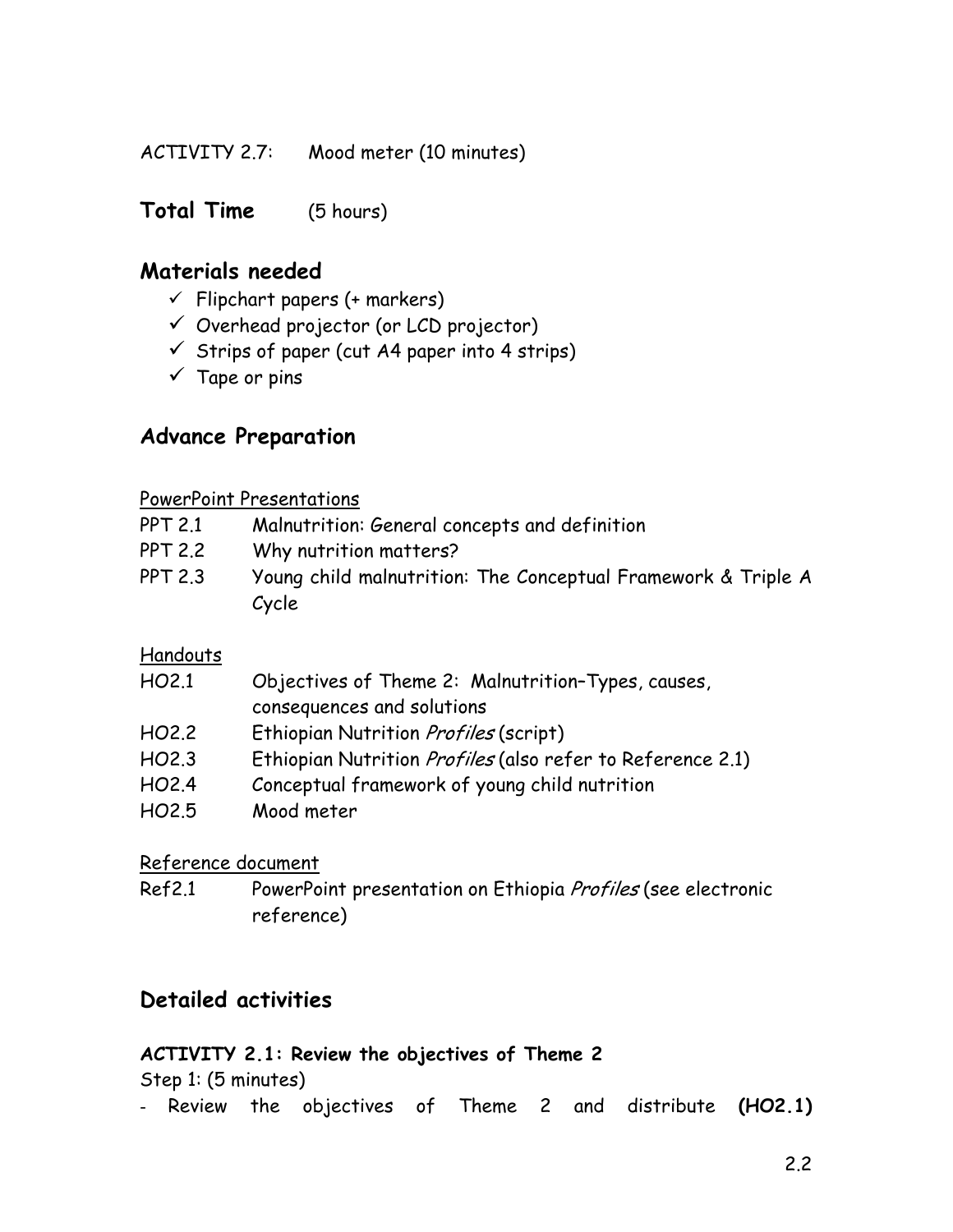ACTIVITY 2.7: Mood meter (10 minutes)

## Total Time (5 hours)

## Materials needed

- ✓ Flipchart papers (+ markers)
- ✓ Overhead projector (or LCD projector)
- ✓ Strips of paper (cut A4 paper into 4 strips)
- ✓ Tape or pins

## Advance Preparation

PowerPoint Presentations

| | |
|---|---|
| PPT 2.1 | Malnutrition: General concepts and definition |
| PPT 2.2 | Why nutrition matters? |
| PPT 2.3 | Young child malnutrition: The Conceptual Framework & Triple A Cycle |

Handouts

| | |
|---|---|
| HO2.1 | Objectives of Theme 2: Malnutrition–Types, causes, consequences and solutions |
| HO2.2 | Ethiopian Nutrition *Profiles* (script) |
| HO2.3 | Ethiopian Nutrition *Profiles* (also refer to Reference 2.1) |
| HO2.4 | Conceptual framework of young child nutrition |
| HO2.5 | Mood meter |

Reference document

| | |
|---|---|
| Ref2.1 | PowerPoint presentation on Ethiopia *Profiles* (see electronic reference) |

## Detailed activities

### ACTIVITY 2.1: Review the objectives of Theme 2

Step 1: (5 minutes)

- Review the objectives of Theme 2 and distribute **(HO2.1)**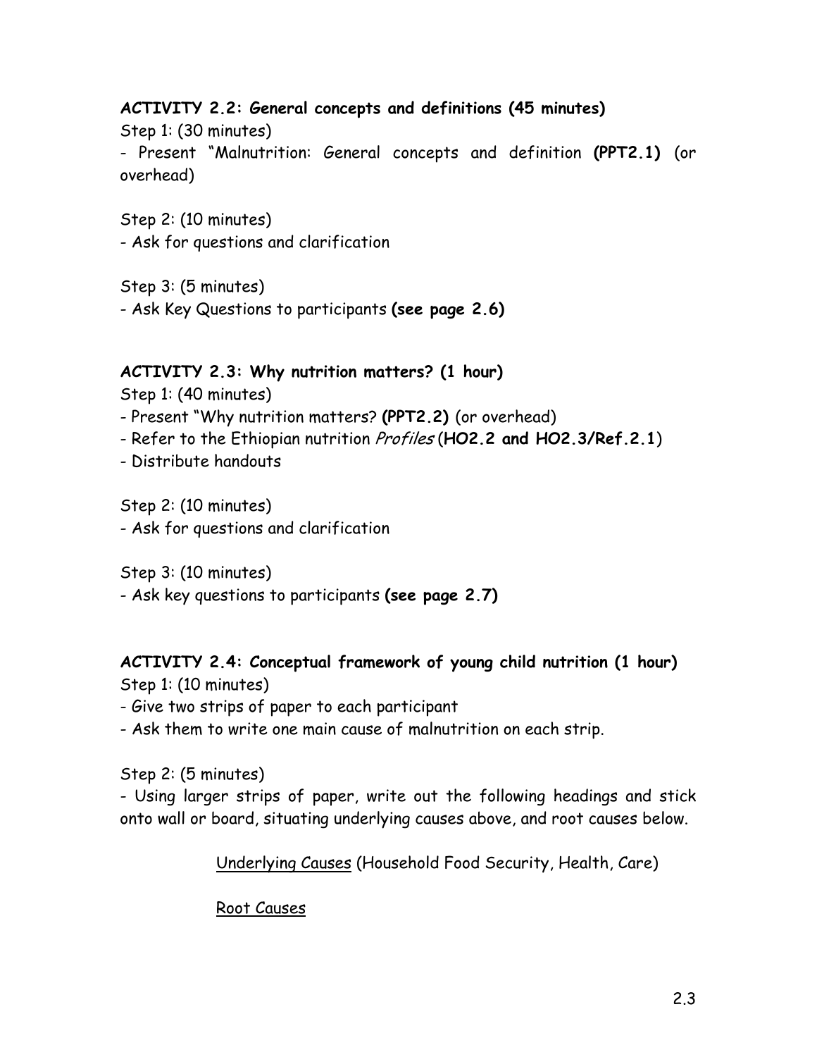**ACTIVITY 2.2: General concepts and definitions (45 minutes)**

Step 1: (30 minutes)

- Present "Malnutrition: General concepts and definition **(PPT2.1)** (or overhead)

Step 2: (10 minutes)

- Ask for questions and clarification

Step 3: (5 minutes)

- Ask Key Questions to participants **(see page 2.6)**

**ACTIVITY 2.3: Why nutrition matters? (1 hour)**

Step 1: (40 minutes)

- Present "Why nutrition matters? **(PPT2.2)** (or overhead)
- Refer to the Ethiopian nutrition *Profiles* (**HO2.2 and HO2.3/Ref.2.1**)
- Distribute handouts

Step 2: (10 minutes)

- Ask for questions and clarification

Step 3: (10 minutes)

- Ask key questions to participants **(see page 2.7)**

**ACTIVITY 2.4: Conceptual framework of young child nutrition (1 hour)**

Step 1: (10 minutes)

- Give two strips of paper to each participant
- Ask them to write one main cause of malnutrition on each strip.

Step 2: (5 minutes)

- Using larger strips of paper, write out the following headings and stick onto wall or board, situating underlying causes above, and root causes below.

Underlying Causes (Household Food Security, Health, Care)

Root Causes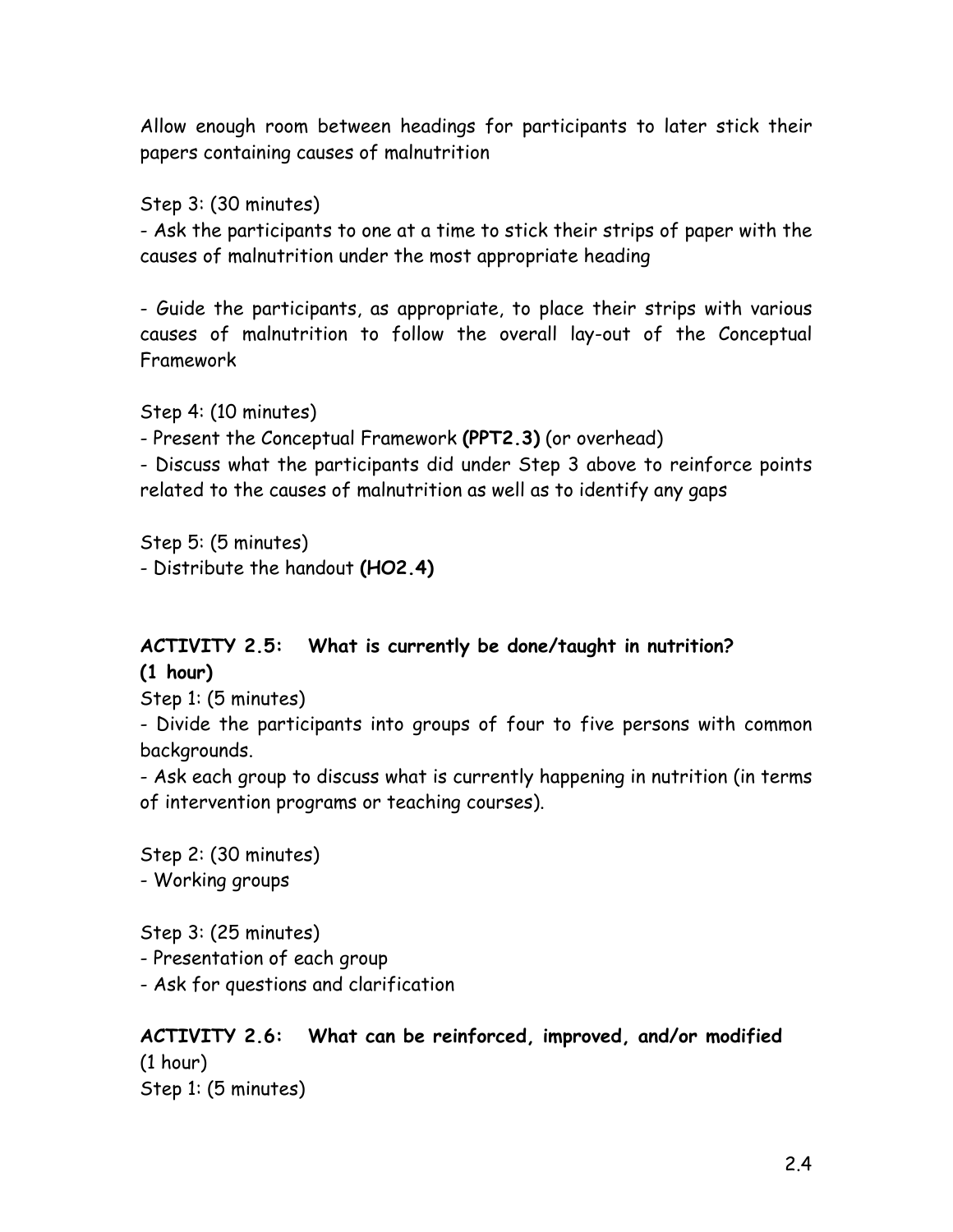Allow enough room between headings for participants to later stick their papers containing causes of malnutrition

Step 3: (30 minutes)

- Ask the participants to one at a time to stick their strips of paper with the causes of malnutrition under the most appropriate heading

- Guide the participants, as appropriate, to place their strips with various causes of malnutrition to follow the overall lay-out of the Conceptual Framework

Step 4: (10 minutes)

- Present the Conceptual Framework **(PPT2.3)** (or overhead)
- Discuss what the participants did under Step 3 above to reinforce points related to the causes of malnutrition as well as to identify any gaps

Step 5: (5 minutes)

- Distribute the handout **(HO2.4)**

**ACTIVITY 2.5: What is currently be done/taught in nutrition? (1 hour)**

Step 1: (5 minutes)

- Divide the participants into groups of four to five persons with common backgrounds.
- Ask each group to discuss what is currently happening in nutrition (in terms of intervention programs or teaching courses).

Step 2: (30 minutes)

- Working groups

Step 3: (25 minutes)

- Presentation of each group
- Ask for questions and clarification

**ACTIVITY 2.6: What can be reinforced, improved, and/or modified**
(1 hour)

Step 1: (5 minutes)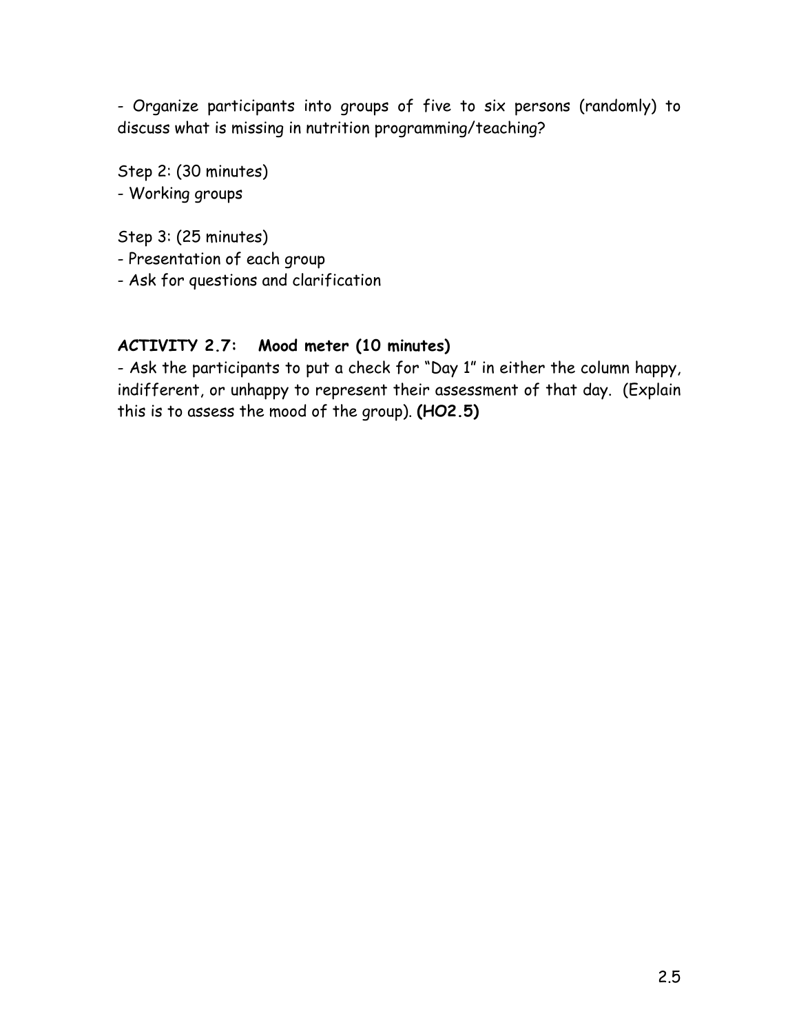- Organize participants into groups of five to six persons (randomly) to discuss what is missing in nutrition programming/teaching?

Step 2: (30 minutes)
- Working groups

Step 3: (25 minutes)
- Presentation of each group
- Ask for questions and clarification

**ACTIVITY 2.7: Mood meter (10 minutes)**

- Ask the participants to put a check for "Day 1" in either the column happy, indifferent, or unhappy to represent their assessment of that day. (Explain this is to assess the mood of the group). **(HO2.5)**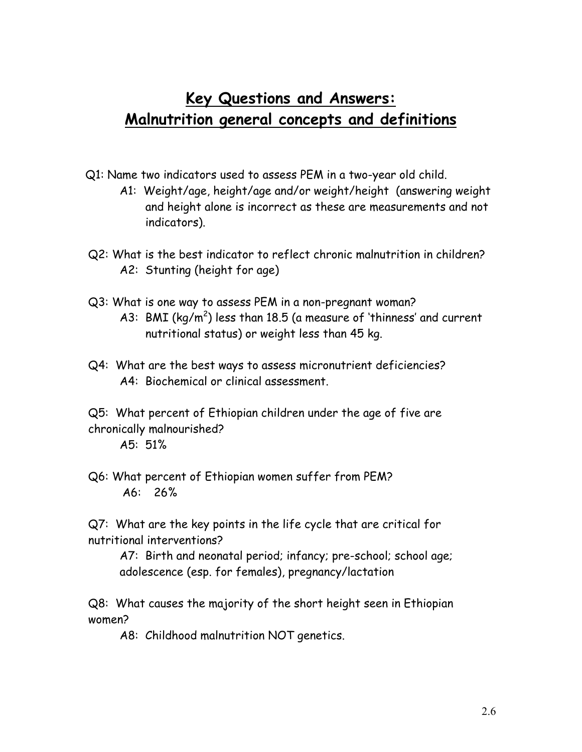# Key Questions and Answers: Malnutrition general concepts and definitions

Q1: Name two indicators used to assess PEM in a two-year old child.

A1: Weight/age, height/age and/or weight/height (answering weight and height alone is incorrect as these are measurements and not indicators).

Q2: What is the best indicator to reflect chronic malnutrition in children?

A2: Stunting (height for age)

Q3: What is one way to assess PEM in a non-pregnant woman?

A3: BMI ($kg/m^2$) less than 18.5 (a measure of 'thinness' and current nutritional status) or weight less than 45 kg.

Q4: What are the best ways to assess micronutrient deficiencies?

A4: Biochemical or clinical assessment.

Q5: What percent of Ethiopian children under the age of five are chronically malnourished?

A5: 51%

Q6: What percent of Ethiopian women suffer from PEM?

A6: 26%

Q7: What are the key points in the life cycle that are critical for nutritional interventions?

A7: Birth and neonatal period; infancy; pre-school; school age; adolescence (esp. for females), pregnancy/lactation

Q8: What causes the majority of the short height seen in Ethiopian women?

A8: Childhood malnutrition NOT genetics.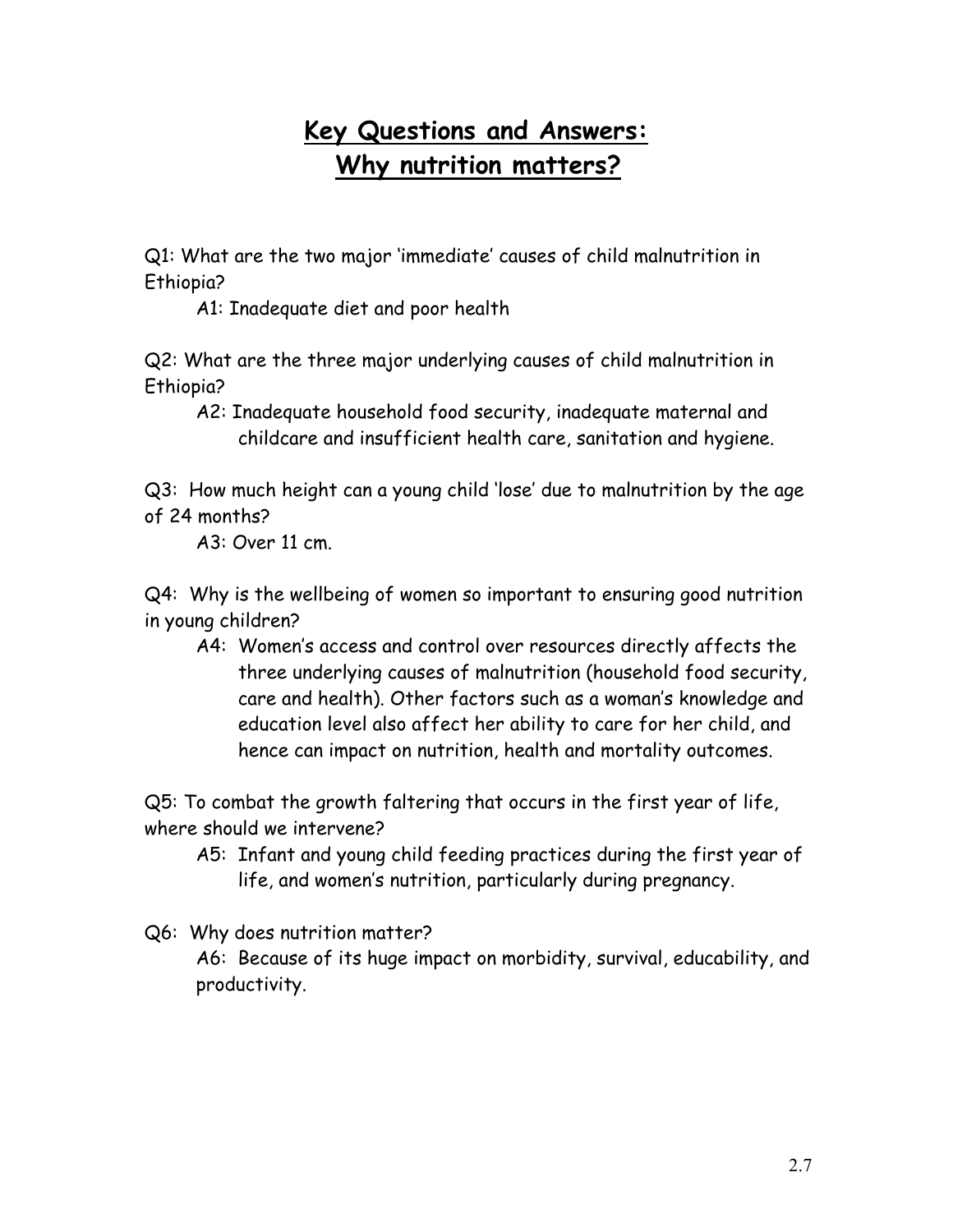# Key Questions and Answers: Why nutrition matters?

Q1: What are the two major 'immediate' causes of child malnutrition in Ethiopia?

A1: Inadequate diet and poor health

Q2: What are the three major underlying causes of child malnutrition in Ethiopia?

A2: Inadequate household food security, inadequate maternal and childcare and insufficient health care, sanitation and hygiene.

Q3: How much height can a young child 'lose' due to malnutrition by the age of 24 months?

A3: Over 11 cm.

Q4: Why is the wellbeing of women so important to ensuring good nutrition in young children?

A4: Women's access and control over resources directly affects the three underlying causes of malnutrition (household food security, care and health). Other factors such as a woman's knowledge and education level also affect her ability to care for her child, and hence can impact on nutrition, health and mortality outcomes.

Q5: To combat the growth faltering that occurs in the first year of life, where should we intervene?

A5: Infant and young child feeding practices during the first year of life, and women's nutrition, particularly during pregnancy.

Q6: Why does nutrition matter?

A6: Because of its huge impact on morbidity, survival, educability, and productivity.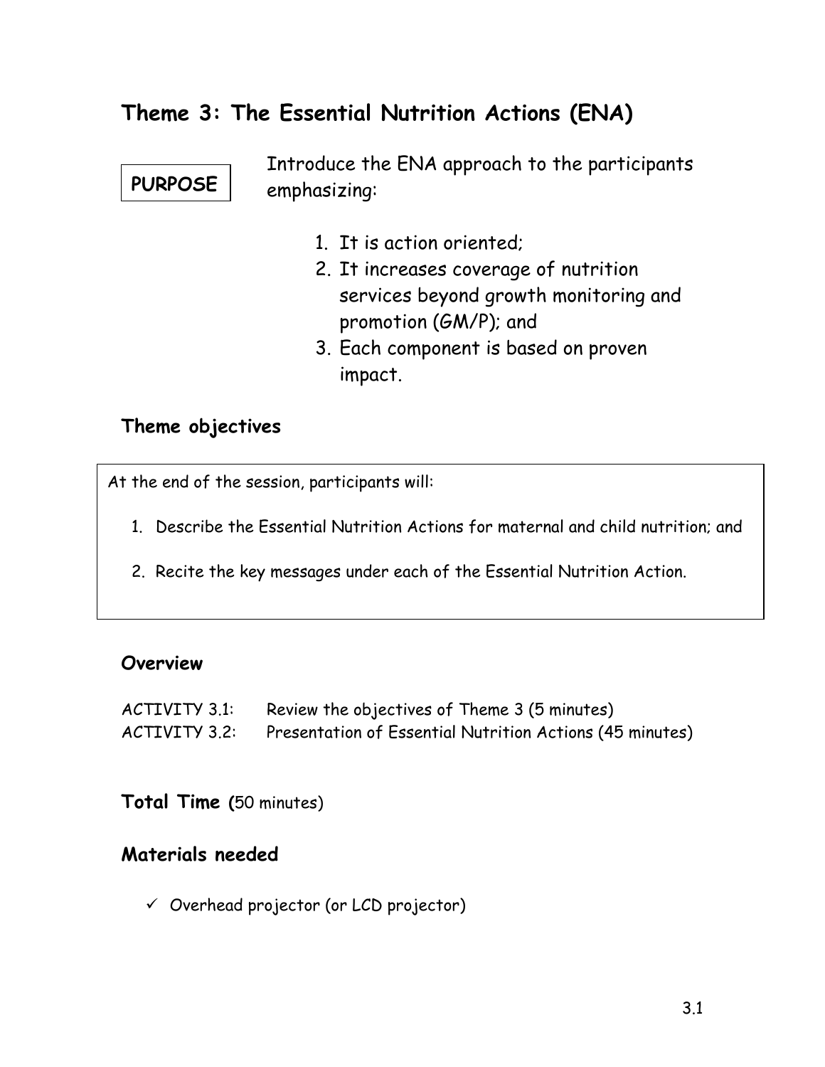# Theme 3: The Essential Nutrition Actions (ENA)

**PURPOSE**

Introduce the ENA approach to the participants emphasizing:

1. It is action oriented;
2. It increases coverage of nutrition services beyond growth monitoring and promotion (GM/P); and
3. Each component is based on proven impact.

## Theme objectives

At the end of the session, participants will:

1. Describe the Essential Nutrition Actions for maternal and child nutrition; and
2. Recite the key messages under each of the Essential Nutrition Action.

## Overview

ACTIVITY 3.1: Review the objectives of Theme 3 (5 minutes)
ACTIVITY 3.2: Presentation of Essential Nutrition Actions (45 minutes)

**Total Time** (50 minutes)

## Materials needed

- ✓ Overhead projector (or LCD projector)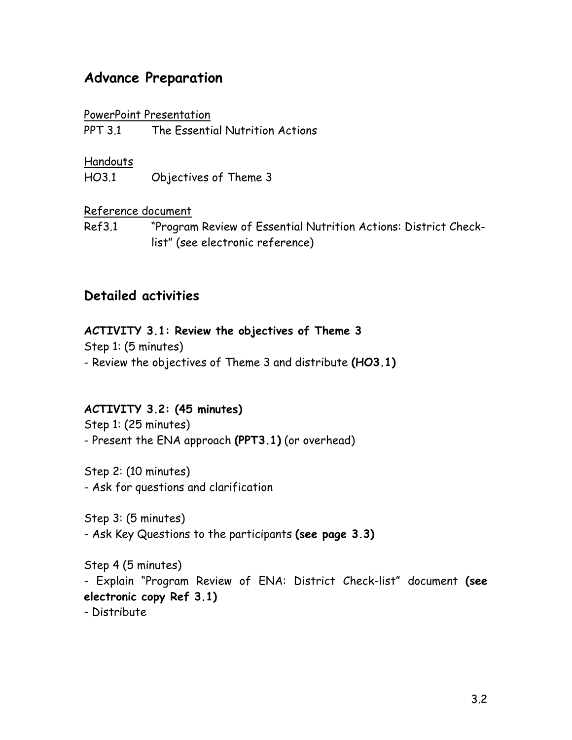## Advance Preparation

PowerPoint Presentation

PPT 3.1 The Essential Nutrition Actions

Handouts

HO3.1 Objectives of Theme 3

Reference document

Ref3.1 "Program Review of Essential Nutrition Actions: District Check-list" (see electronic reference)

## Detailed activities

**ACTIVITY 3.1: Review the objectives of Theme 3**

Step 1: (5 minutes)

- Review the objectives of Theme 3 and distribute **(HO3.1)**

**ACTIVITY 3.2: (45 minutes)**

Step 1: (25 minutes)

- Present the ENA approach **(PPT3.1)** (or overhead)

Step 2: (10 minutes)

- Ask for questions and clarification

Step 3: (5 minutes)

- Ask Key Questions to the participants **(see page 3.3)**

Step 4 (5 minutes)

- Explain "Program Review of ENA: District Check-list" document **(see electronic copy Ref 3.1)**
- Distribute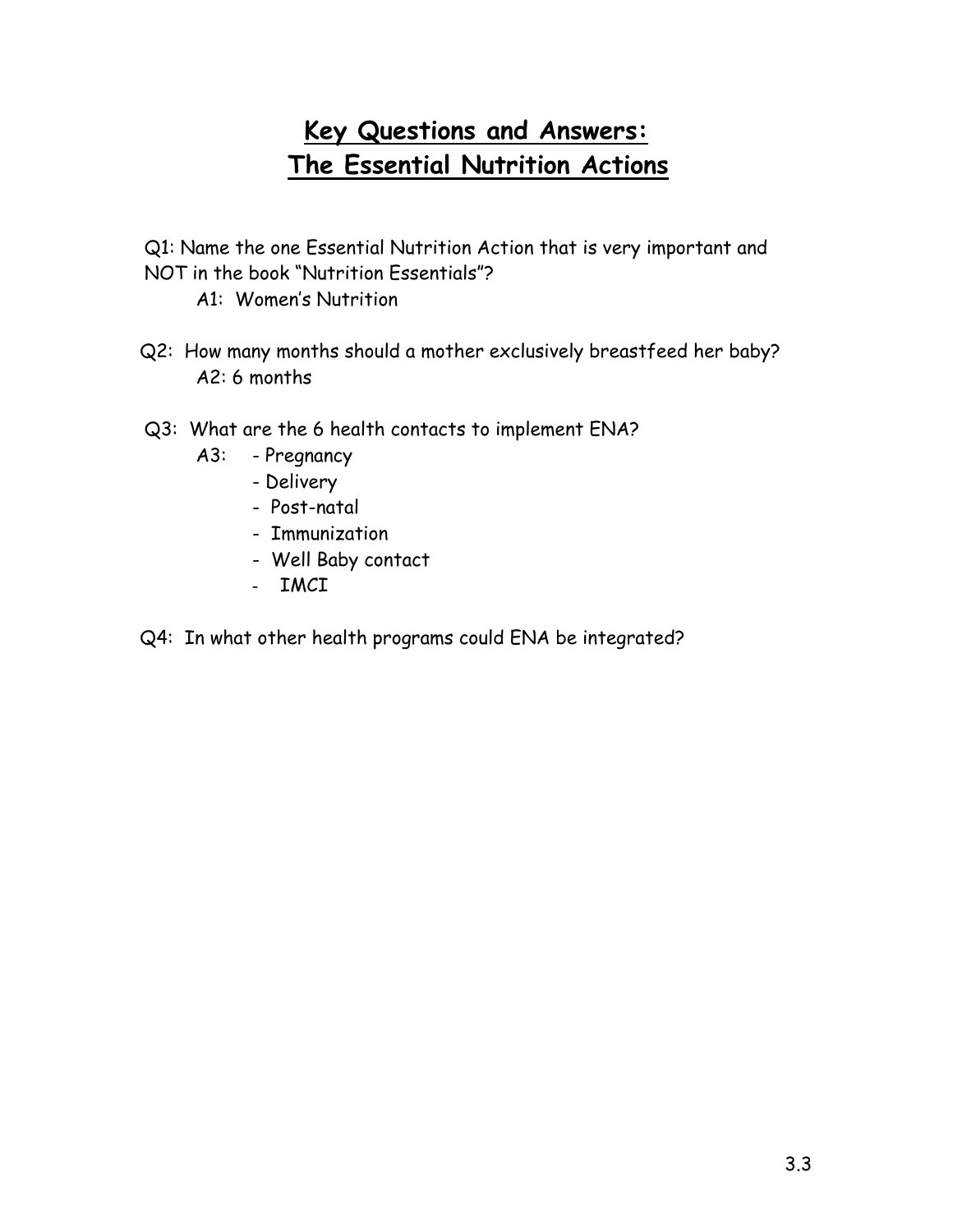# Key Questions and Answers:
# The Essential Nutrition Actions

Q1: Name the one Essential Nutrition Action that is very important and NOT in the book "Nutrition Essentials"?

A1: Women's Nutrition

Q2: How many months should a mother exclusively breastfeed her baby?

A2: 6 months

Q3: What are the 6 health contacts to implement ENA?

A3:
- Pregnancy
- Delivery
- Post-natal
- Immunization
- Well Baby contact
- IMCI

Q4: In what other health programs could ENA be integrated?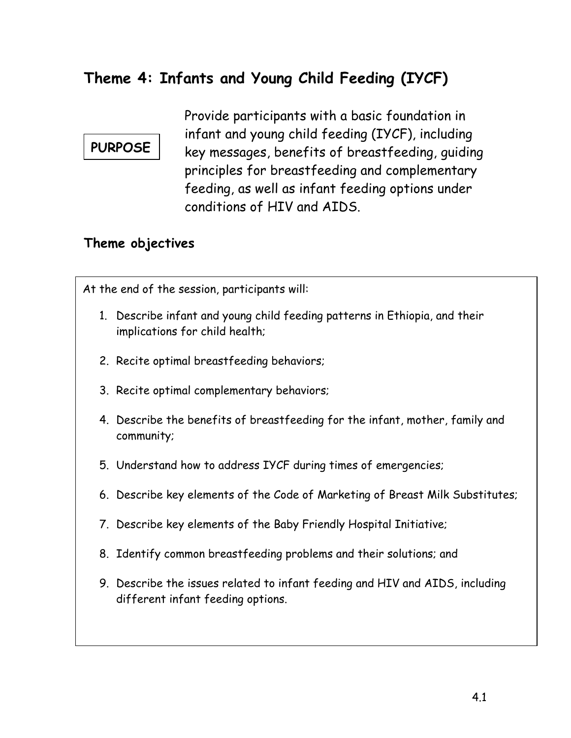# Theme 4: Infants and Young Child Feeding (IYCF)

**PURPOSE**

Provide participants with a basic foundation in infant and young child feeding (IYCF), including key messages, benefits of breastfeeding, guiding principles for breastfeeding and complementary feeding, as well as infant feeding options under conditions of HIV and AIDS.

## Theme objectives

At the end of the session, participants will:

1. Describe infant and young child feeding patterns in Ethiopia, and their implications for child health;
2. Recite optimal breastfeeding behaviors;
3. Recite optimal complementary behaviors;
4. Describe the benefits of breastfeeding for the infant, mother, family and community;
5. Understand how to address IYCF during times of emergencies;
6. Describe key elements of the Code of Marketing of Breast Milk Substitutes;
7. Describe key elements of the Baby Friendly Hospital Initiative;
8. Identify common breastfeeding problems and their solutions; and
9. Describe the issues related to infant feeding and HIV and AIDS, including different infant feeding options.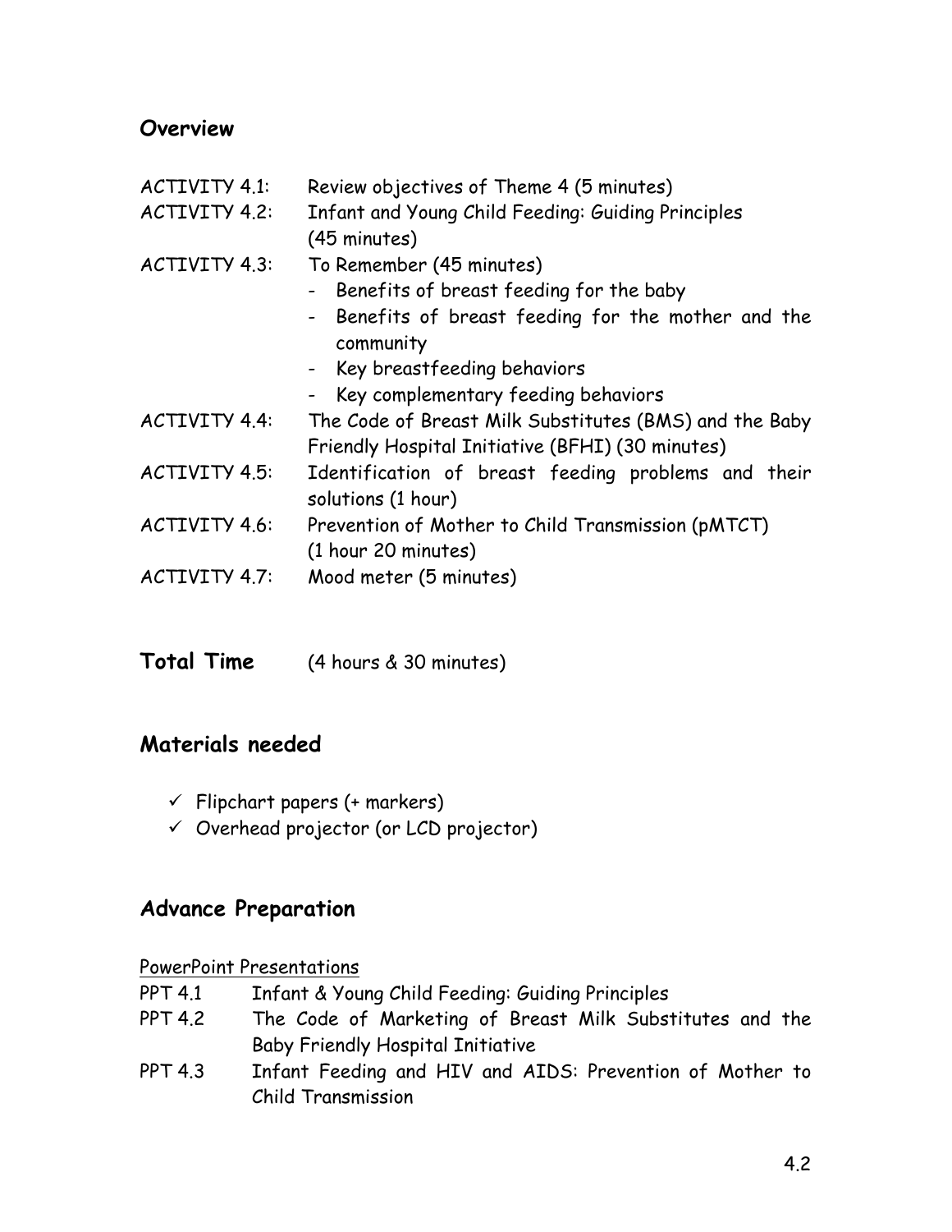## Overview

| | |
|---|---|
| ACTIVITY 4.1: | Review objectives of Theme 4 (5 minutes) |
| ACTIVITY 4.2: | Infant and Young Child Feeding: Guiding Principles (45 minutes) |
| ACTIVITY 4.3: | To Remember (45 minutes)<br>- Benefits of breast feeding for the baby<br>- Benefits of breast feeding for the mother and the community<br>- Key breastfeeding behaviors<br>- Key complementary feeding behaviors |
| ACTIVITY 4.4: | The Code of Breast Milk Substitutes (BMS) and the Baby Friendly Hospital Initiative (BFHI) (30 minutes) |
| ACTIVITY 4.5: | Identification of breast feeding problems and their solutions (1 hour) |
| ACTIVITY 4.6: | Prevention of Mother to Child Transmission (pMTCT) (1 hour 20 minutes) |
| ACTIVITY 4.7: | Mood meter (5 minutes) |

**Total Time** (4 hours & 30 minutes)

## Materials needed

- ✓ Flipchart papers (+ markers)
- ✓ Overhead projector (or LCD projector)

## Advance Preparation

PowerPoint Presentations

| | |
|---|---|
| PPT 4.1 | Infant & Young Child Feeding: Guiding Principles |
| PPT 4.2 | The Code of Marketing of Breast Milk Substitutes and the Baby Friendly Hospital Initiative |
| PPT 4.3 | Infant Feeding and HIV and AIDS: Prevention of Mother to Child Transmission |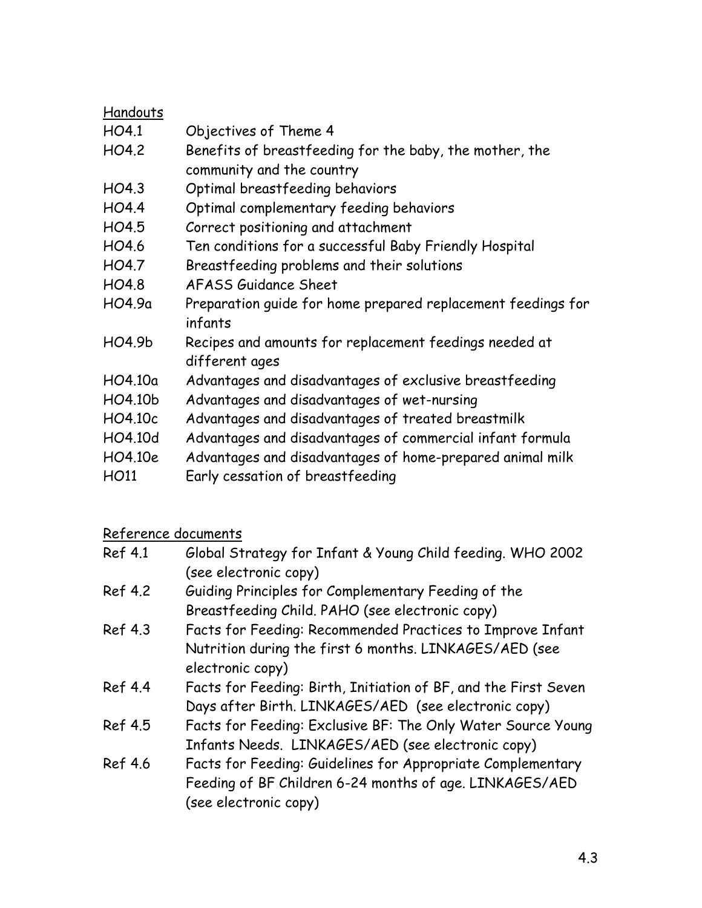Handouts

| | |
|---|---|
| HO4.1 | Objectives of Theme 4 |
| HO4.2 | Benefits of breastfeeding for the baby, the mother, the community and the country |
| HO4.3 | Optimal breastfeeding behaviors |
| HO4.4 | Optimal complementary feeding behaviors |
| HO4.5 | Correct positioning and attachment |
| HO4.6 | Ten conditions for a successful Baby Friendly Hospital |
| HO4.7 | Breastfeeding problems and their solutions |
| HO4.8 | AFASS Guidance Sheet |
| HO4.9a | Preparation guide for home prepared replacement feedings for infants |
| HO4.9b | Recipes and amounts for replacement feedings needed at different ages |
| HO4.10a | Advantages and disadvantages of exclusive breastfeeding |
| HO4.10b | Advantages and disadvantages of wet-nursing |
| HO4.10c | Advantages and disadvantages of treated breastmilk |
| HO4.10d | Advantages and disadvantages of commercial infant formula |
| HO4.10e | Advantages and disadvantages of home-prepared animal milk |
| HO11 | Early cessation of breastfeeding |

Reference documents

| | |
|---|---|
| Ref 4.1 | Global Strategy for Infant & Young Child feeding. WHO 2002 (see electronic copy) |
| Ref 4.2 | Guiding Principles for Complementary Feeding of the Breastfeeding Child. PAHO (see electronic copy) |
| Ref 4.3 | Facts for Feeding: Recommended Practices to Improve Infant Nutrition during the first 6 months. LINKAGES/AED (see electronic copy) |
| Ref 4.4 | Facts for Feeding: Birth, Initiation of BF, and the First Seven Days after Birth. LINKAGES/AED (see electronic copy) |
| Ref 4.5 | Facts for Feeding: Exclusive BF: The Only Water Source Young Infants Needs. LINKAGES/AED (see electronic copy) |
| Ref 4.6 | Facts for Feeding: Guidelines for Appropriate Complementary Feeding of BF Children 6-24 months of age. LINKAGES/AED (see electronic copy) |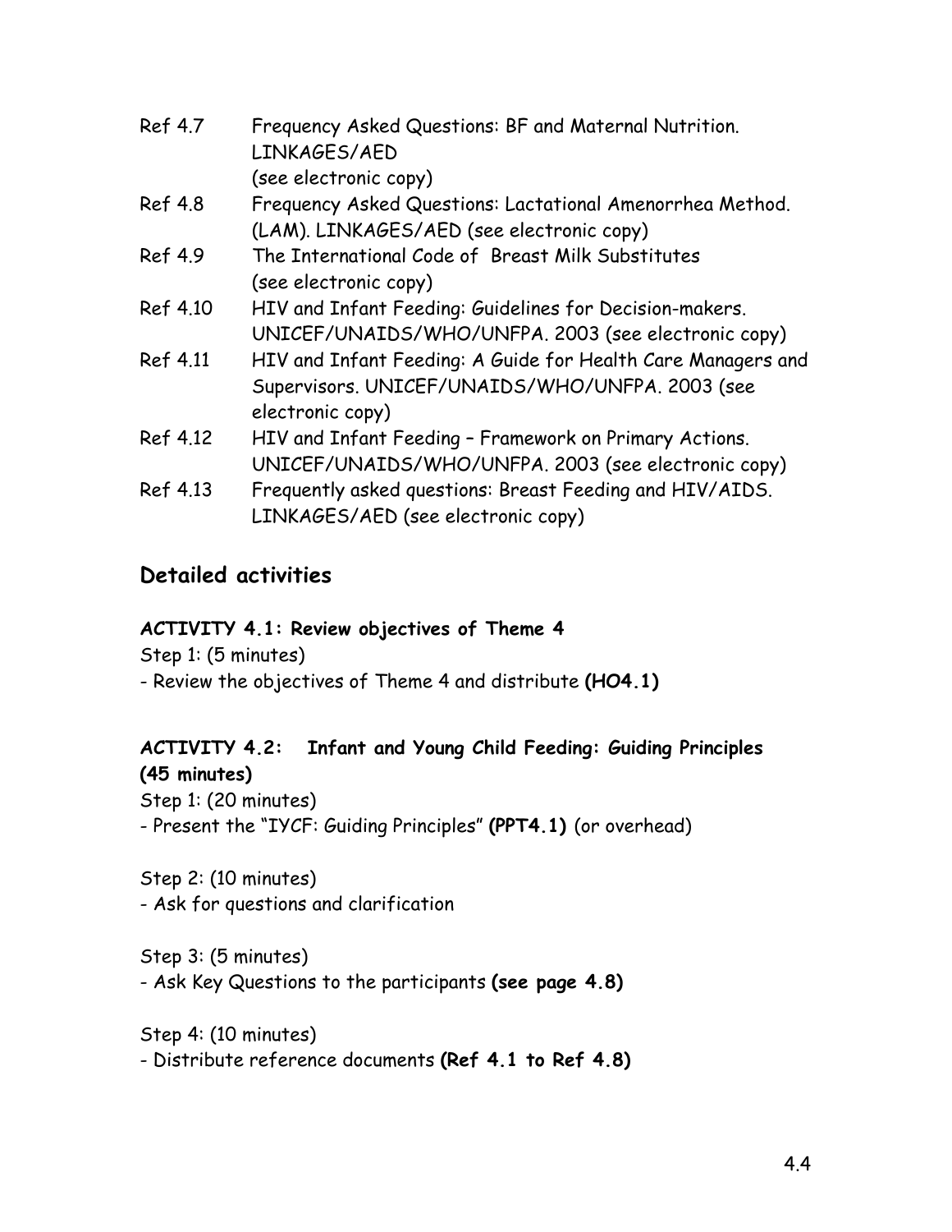| | |
|---|---|
| Ref 4.7 | Frequency Asked Questions: BF and Maternal Nutrition. LINKAGES/AED (see electronic copy) |
| Ref 4.8 | Frequency Asked Questions: Lactational Amenorrhea Method. (LAM). LINKAGES/AED (see electronic copy) |
| Ref 4.9 | The International Code of Breast Milk Substitutes (see electronic copy) |
| Ref 4.10 | HIV and Infant Feeding: Guidelines for Decision-makers. UNICEF/UNAIDS/WHO/UNFPA. 2003 (see electronic copy) |
| Ref 4.11 | HIV and Infant Feeding: A Guide for Health Care Managers and Supervisors. UNICEF/UNAIDS/WHO/UNFPA. 2003 (see electronic copy) |
| Ref 4.12 | HIV and Infant Feeding – Framework on Primary Actions. UNICEF/UNAIDS/WHO/UNFPA. 2003 (see electronic copy) |
| Ref 4.13 | Frequently asked questions: Breast Feeding and HIV/AIDS. LINKAGES/AED (see electronic copy) |

## Detailed activities

### ACTIVITY 4.1: Review objectives of Theme 4

Step 1: (5 minutes)

- Review the objectives of Theme 4 and distribute **(HO4.1)**

### ACTIVITY 4.2: Infant and Young Child Feeding: Guiding Principles (45 minutes)

Step 1: (20 minutes)

- Present the "IYCF: Guiding Principles" **(PPT4.1)** (or overhead)

Step 2: (10 minutes)

- Ask for questions and clarification

Step 3: (5 minutes)

- Ask Key Questions to the participants **(see page 4.8)**

Step 4: (10 minutes)

- Distribute reference documents **(Ref 4.1 to Ref 4.8)**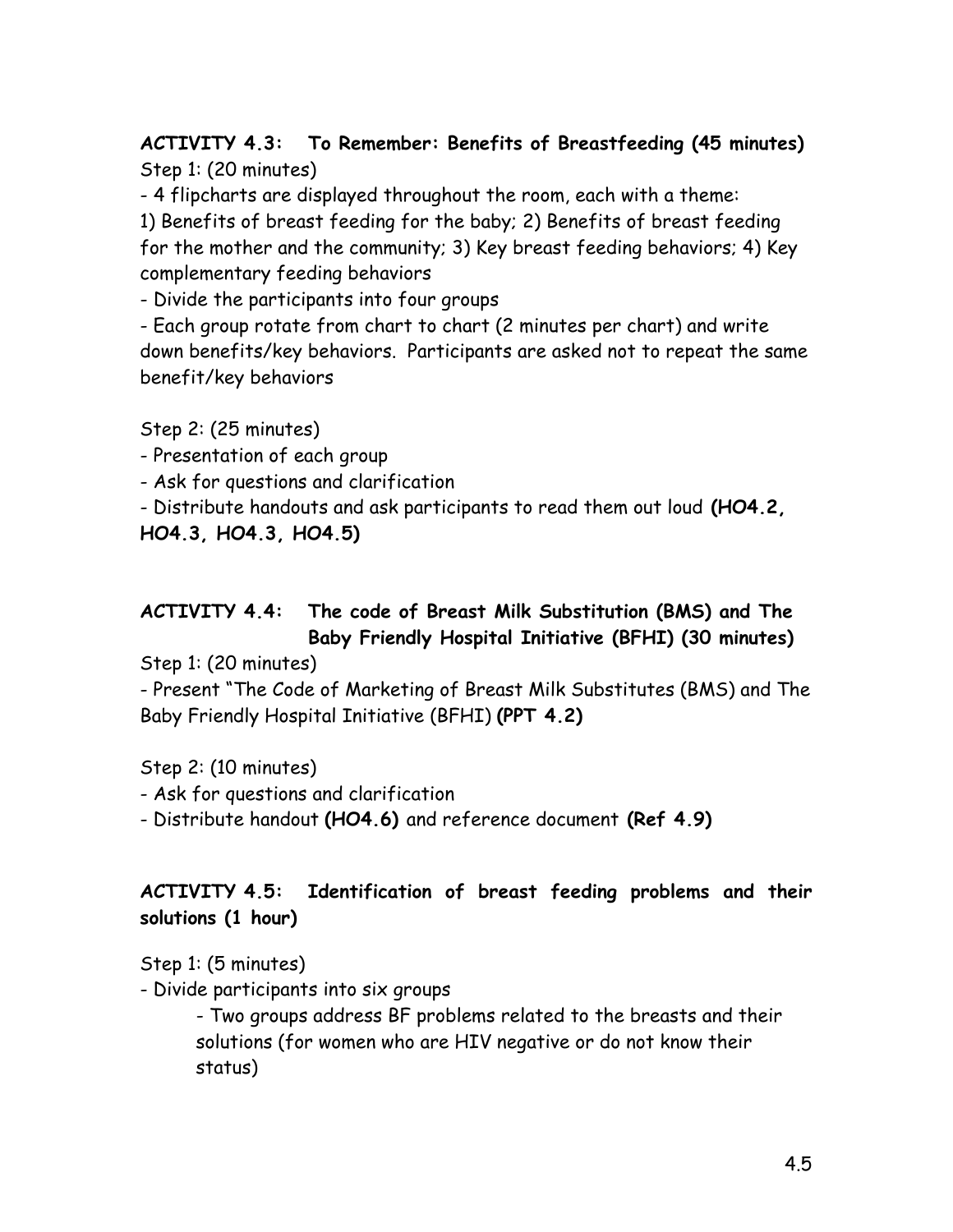**ACTIVITY 4.3: To Remember: Benefits of Breastfeeding (45 minutes)**

Step 1: (20 minutes)

- 4 flipcharts are displayed throughout the room, each with a theme: 1) Benefits of breast feeding for the baby; 2) Benefits of breast feeding for the mother and the community; 3) Key breast feeding behaviors; 4) Key complementary feeding behaviors
- Divide the participants into four groups
- Each group rotate from chart to chart (2 minutes per chart) and write down benefits/key behaviors. Participants are asked not to repeat the same benefit/key behaviors

Step 2: (25 minutes)

- Presentation of each group
- Ask for questions and clarification
- Distribute handouts and ask participants to read them out loud **(HO4.2, HO4.3, HO4.3, HO4.5)**

**ACTIVITY 4.4: The code of Breast Milk Substitution (BMS) and The Baby Friendly Hospital Initiative (BFHI) (30 minutes)**

Step 1: (20 minutes)

- Present "The Code of Marketing of Breast Milk Substitutes (BMS) and The Baby Friendly Hospital Initiative (BFHI) **(PPT 4.2)**

Step 2: (10 minutes)

- Ask for questions and clarification
- Distribute handout **(HO4.6)** and reference document **(Ref 4.9)**

**ACTIVITY 4.5: Identification of breast feeding problems and their solutions (1 hour)**

Step 1: (5 minutes)

- Divide participants into six groups
  - Two groups address BF problems related to the breasts and their solutions (for women who are HIV negative or do not know their status)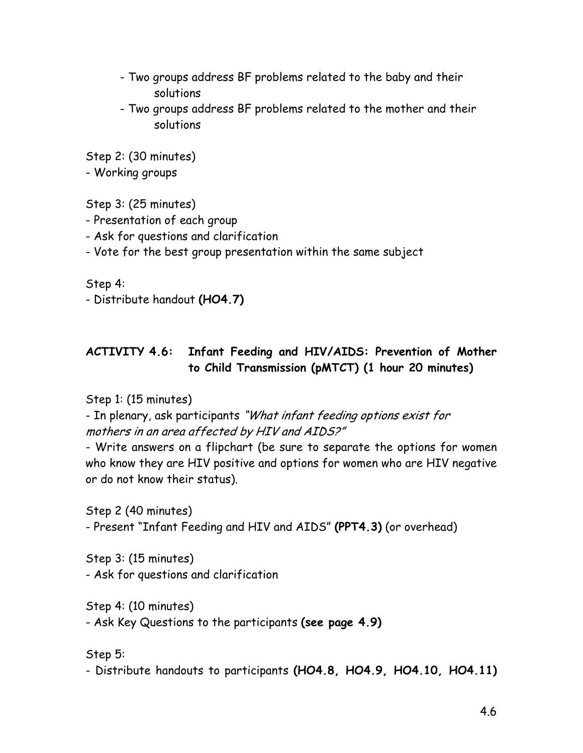- Two groups address BF problems related to the baby and their solutions
- Two groups address BF problems related to the mother and their solutions

Step 2: (30 minutes)
- Working groups

Step 3: (25 minutes)
- Presentation of each group
- Ask for questions and clarification
- Vote for the best group presentation within the same subject

Step 4:
- Distribute handout **(HO4.7)**

### ACTIVITY 4.6: Infant Feeding and HIV/AIDS: Prevention of Mother to Child Transmission (pMTCT) (1 hour 20 minutes)

Step 1: (15 minutes)
- In plenary, ask participants *"What infant feeding options exist for mothers in an area affected by HIV and AIDS?"*
- Write answers on a flipchart (be sure to separate the options for women who know they are HIV positive and options for women who are HIV negative or do not know their status).

Step 2 (40 minutes)
- Present "Infant Feeding and HIV and AIDS" **(PPT4.3)** (or overhead)

Step 3: (15 minutes)
- Ask for questions and clarification

Step 4: (10 minutes)
- Ask Key Questions to the participants **(see page 4.9)**

Step 5:
- Distribute handouts to participants **(HO4.8, HO4.9, HO4.10, HO4.11)**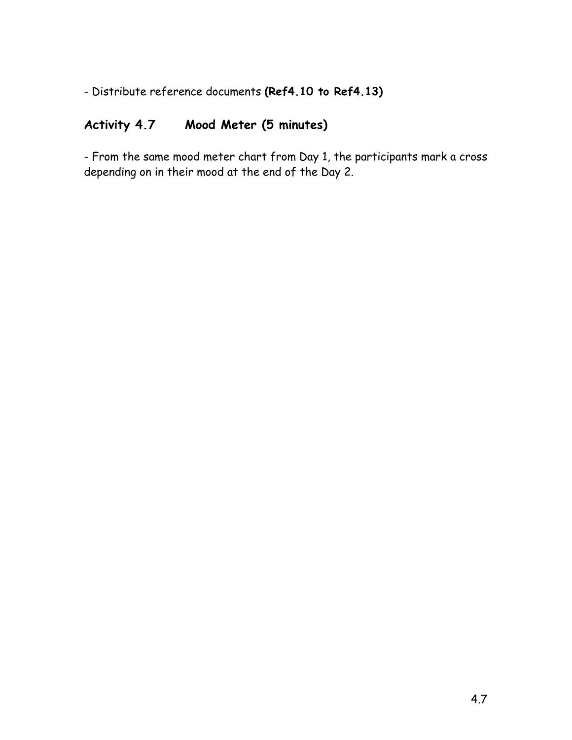- Distribute reference documents **(Ref4.10 to Ref4.13)**

## Activity 4.7 Mood Meter (5 minutes)

- From the same mood meter chart from Day 1, the participants mark a cross depending on in their mood at the end of the Day 2.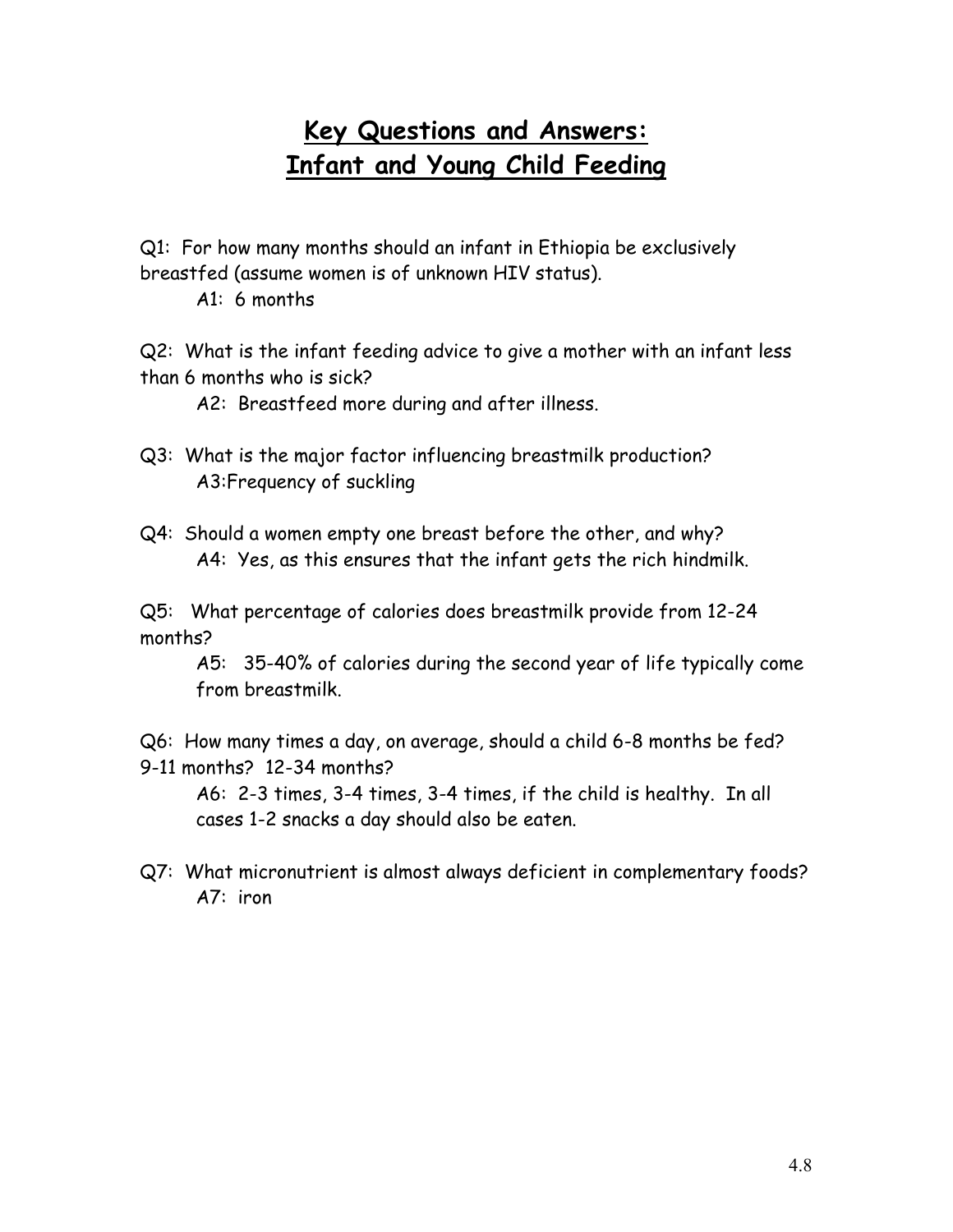# Key Questions and Answers: Infant and Young Child Feeding

Q1: For how many months should an infant in Ethiopia be exclusively breastfed (assume women is of unknown HIV status).

A1: 6 months

Q2: What is the infant feeding advice to give a mother with an infant less than 6 months who is sick?

A2: Breastfeed more during and after illness.

Q3: What is the major factor influencing breastmilk production?

A3:Frequency of suckling

Q4: Should a women empty one breast before the other, and why?

A4: Yes, as this ensures that the infant gets the rich hindmilk.

Q5: What percentage of calories does breastmilk provide from 12-24 months?

A5: 35-40% of calories during the second year of life typically come from breastmilk.

Q6: How many times a day, on average, should a child 6-8 months be fed? 9-11 months? 12-34 months?

A6: 2-3 times, 3-4 times, 3-4 times, if the child is healthy. In all cases 1-2 snacks a day should also be eaten.

Q7: What micronutrient is almost always deficient in complementary foods?

A7: iron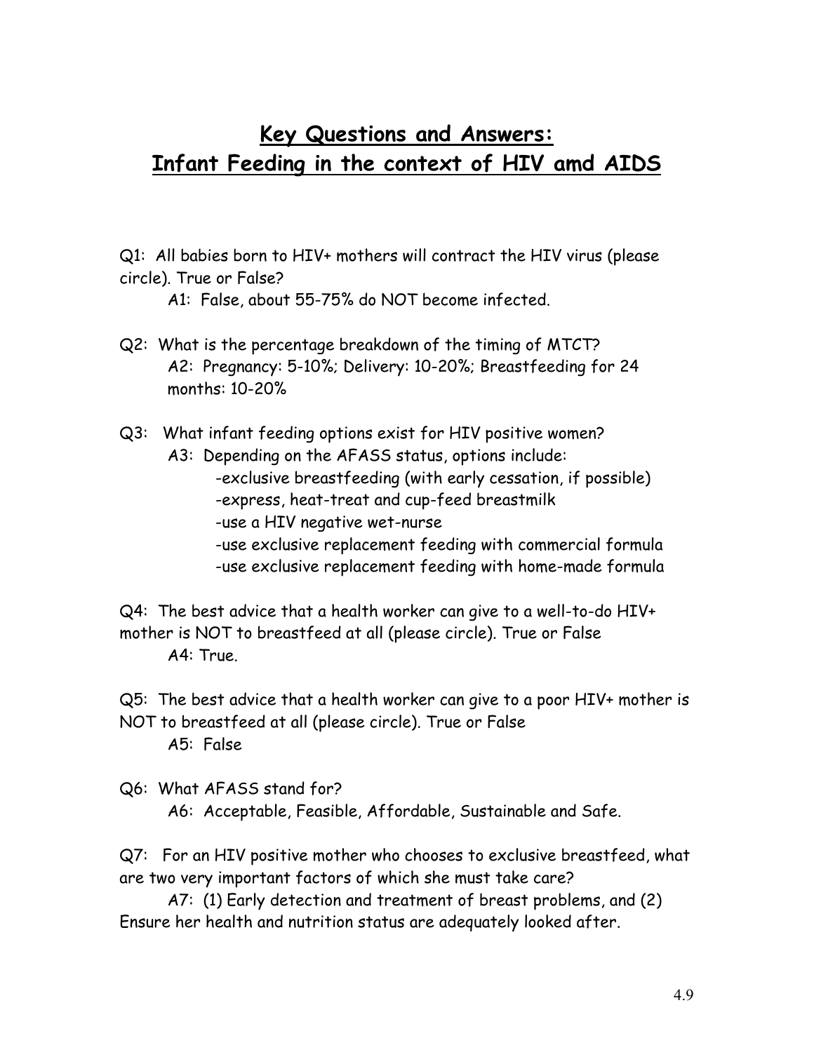## Key Questions and Answers: Infant Feeding in the context of HIV amd AIDS

Q1: All babies born to HIV+ mothers will contract the HIV virus (please circle). True or False?

A1: False, about 55-75% do NOT become infected.

Q2: What is the percentage breakdown of the timing of MTCT?

A2: Pregnancy: 5-10%; Delivery: 10-20%; Breastfeeding for 24 months: 10-20%

Q3: What infant feeding options exist for HIV positive women?

A3: Depending on the AFASS status, options include:

- -exclusive breastfeeding (with early cessation, if possible)
- -express, heat-treat and cup-feed breastmilk
- -use a HIV negative wet-nurse
- -use exclusive replacement feeding with commercial formula
- -use exclusive replacement feeding with home-made formula

Q4: The best advice that a health worker can give to a well-to-do HIV+ mother is NOT to breastfeed at all (please circle). True or False

A4: True.

Q5: The best advice that a health worker can give to a poor HIV+ mother is NOT to breastfeed at all (please circle). True or False

A5: False

Q6: What AFASS stand for?

A6: Acceptable, Feasible, Affordable, Sustainable and Safe.

Q7: For an HIV positive mother who chooses to exclusive breastfeed, what are two very important factors of which she must take care?

A7: (1) Early detection and treatment of breast problems, and (2) Ensure her health and nutrition status are adequately looked after.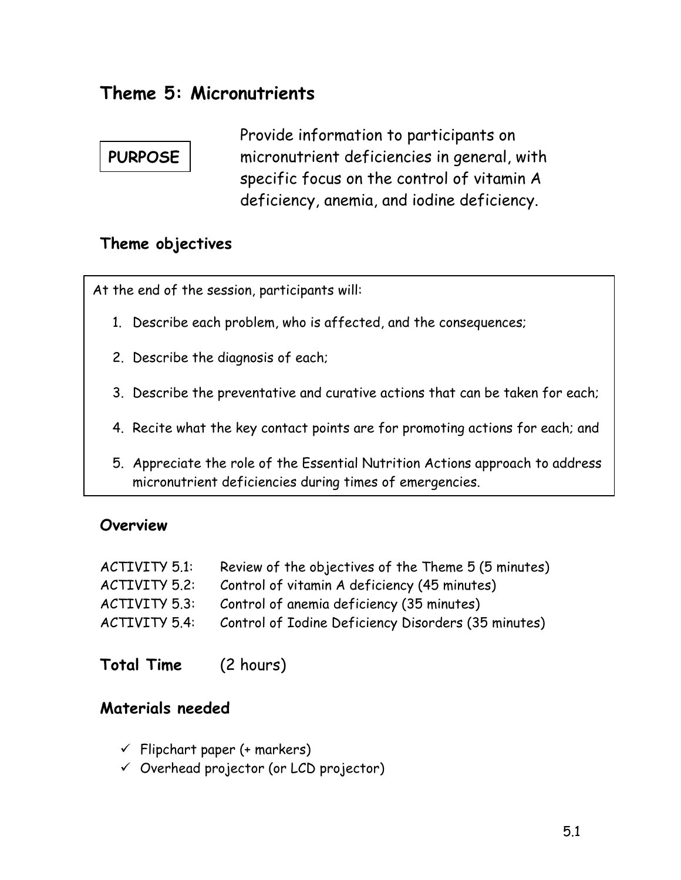# Theme 5: Micronutrients

**PURPOSE**

Provide information to participants on micronutrient deficiencies in general, with specific focus on the control of vitamin A deficiency, anemia, and iodine deficiency.

## Theme objectives

At the end of the session, participants will:

1. Describe each problem, who is affected, and the consequences;
2. Describe the diagnosis of each;
3. Describe the preventative and curative actions that can be taken for each;
4. Recite what the key contact points are for promoting actions for each; and
5. Appreciate the role of the Essential Nutrition Actions approach to address micronutrient deficiencies during times of emergencies.

## Overview

| | |
|---|---|
| ACTIVITY 5.1: | Review of the objectives of the Theme 5 (5 minutes) |
| ACTIVITY 5.2: | Control of vitamin A deficiency (45 minutes) |
| ACTIVITY 5.3: | Control of anemia deficiency (35 minutes) |
| ACTIVITY 5.4: | Control of Iodine Deficiency Disorders (35 minutes) |

**Total Time** (2 hours)

## Materials needed

- ✓ Flipchart paper (+ markers)
- ✓ Overhead projector (or LCD projector)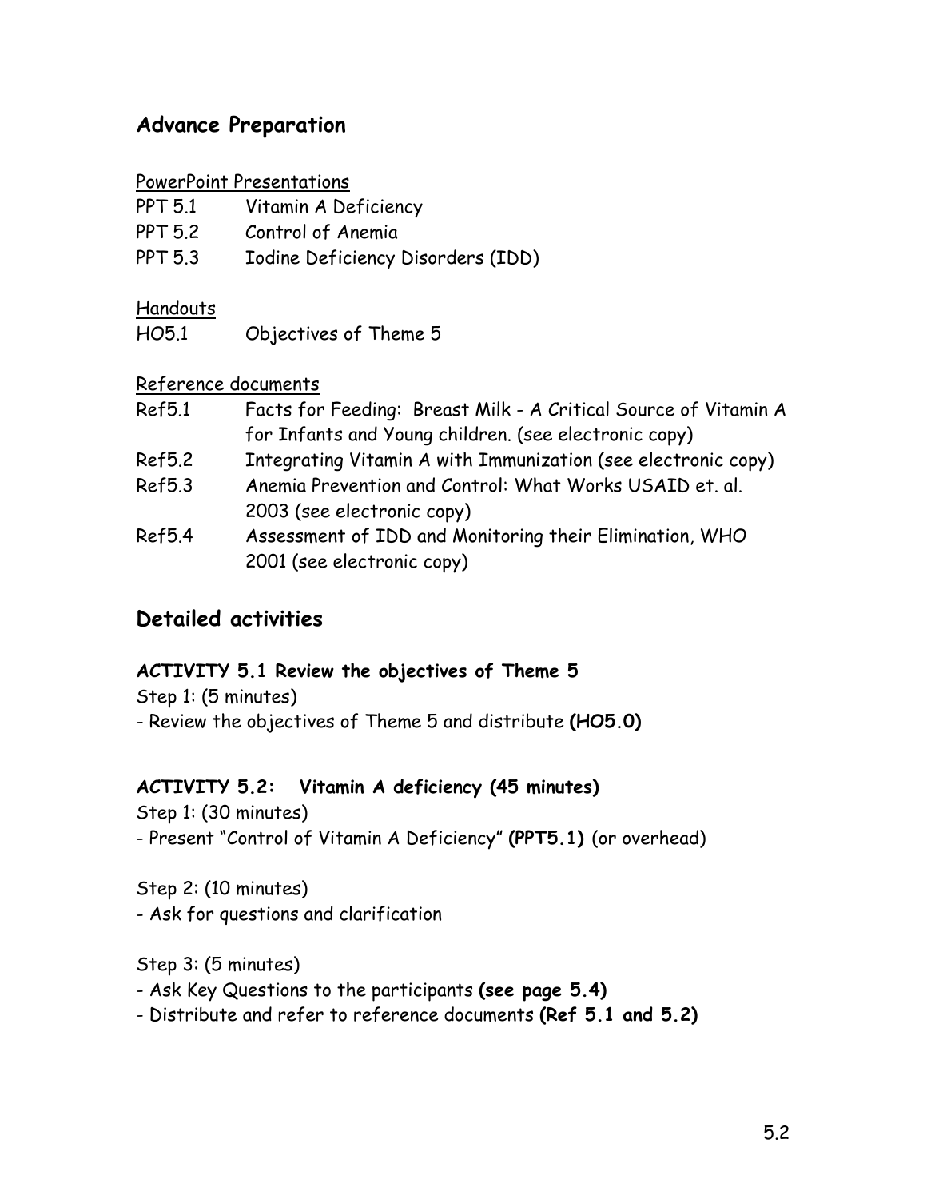## Advance Preparation

PowerPoint Presentations

| | |
|---|---|
| PPT 5.1 | Vitamin A Deficiency |
| PPT 5.2 | Control of Anemia |
| PPT 5.3 | Iodine Deficiency Disorders (IDD) |

Handouts

| | |
|---|---|
| HO5.1 | Objectives of Theme 5 |

Reference documents

| | |
|---|---|
| Ref5.1 | Facts for Feeding: Breast Milk - A Critical Source of Vitamin A for Infants and Young children. (see electronic copy) |
| Ref5.2 | Integrating Vitamin A with Immunization (see electronic copy) |
| Ref5.3 | Anemia Prevention and Control: What Works USAID et. al. 2003 (see electronic copy) |
| Ref5.4 | Assessment of IDD and Monitoring their Elimination, WHO 2001 (see electronic copy) |

## Detailed activities

**ACTIVITY 5.1 Review the objectives of Theme 5**

Step 1: (5 minutes)

- Review the objectives of Theme 5 and distribute **(HO5.0)**

**ACTIVITY 5.2: Vitamin A deficiency (45 minutes)**

Step 1: (30 minutes)

- Present "Control of Vitamin A Deficiency" **(PPT5.1)** (or overhead)

Step 2: (10 minutes)

- Ask for questions and clarification

Step 3: (5 minutes)

- Ask Key Questions to the participants **(see page 5.4)**
- Distribute and refer to reference documents **(Ref 5.1 and 5.2)**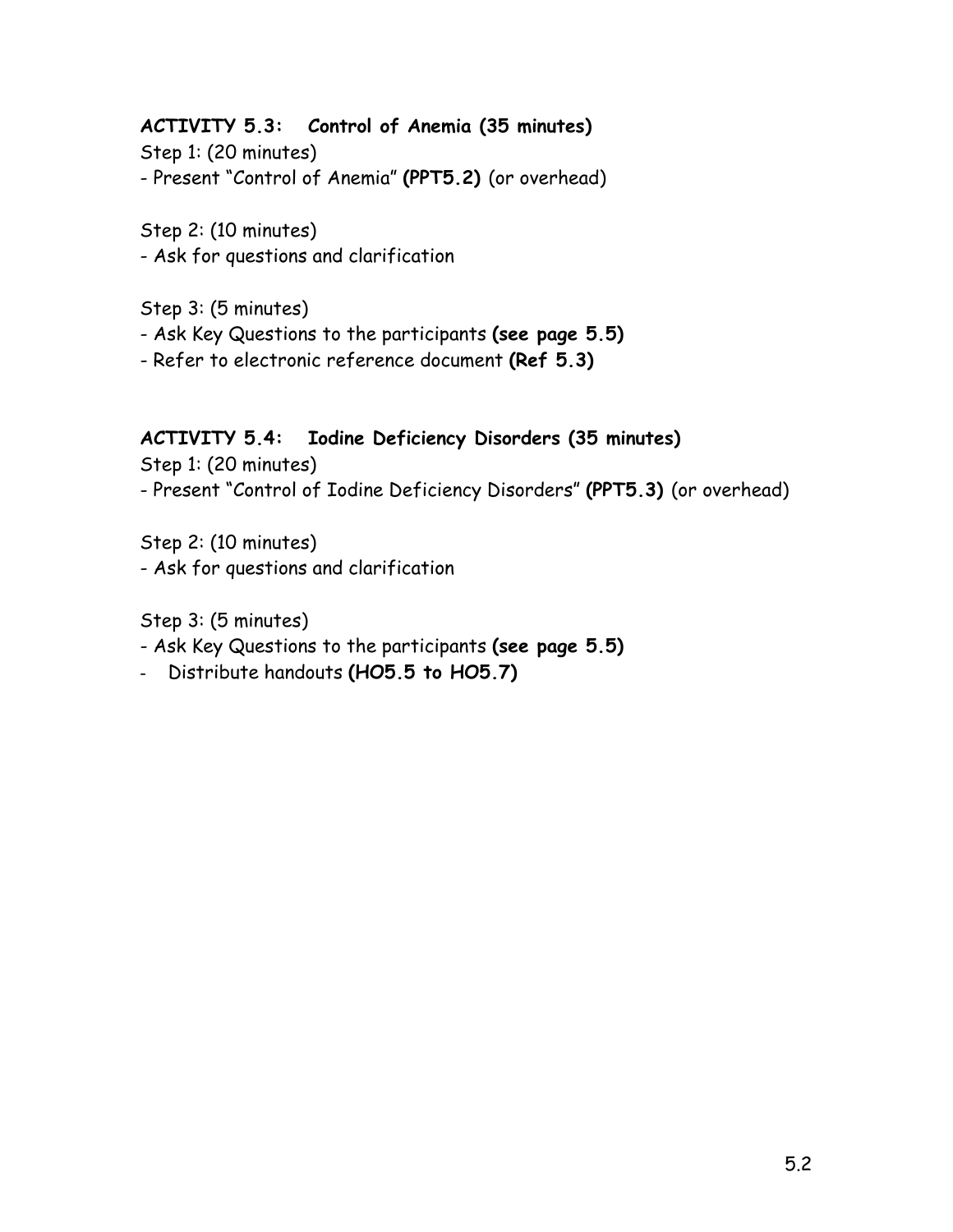**ACTIVITY 5.3: Control of Anemia (35 minutes)**

Step 1: (20 minutes)

- Present "Control of Anemia" **(PPT5.2)** (or overhead)

Step 2: (10 minutes)

- Ask for questions and clarification

Step 3: (5 minutes)

- Ask Key Questions to the participants **(see page 5.5)**
- Refer to electronic reference document **(Ref 5.3)**

**ACTIVITY 5.4: Iodine Deficiency Disorders (35 minutes)**

Step 1: (20 minutes)

- Present "Control of Iodine Deficiency Disorders" **(PPT5.3)** (or overhead)

Step 2: (10 minutes)

- Ask for questions and clarification

Step 3: (5 minutes)

- Ask Key Questions to the participants **(see page 5.5)**
- Distribute handouts **(HO5.5 to HO5.7)**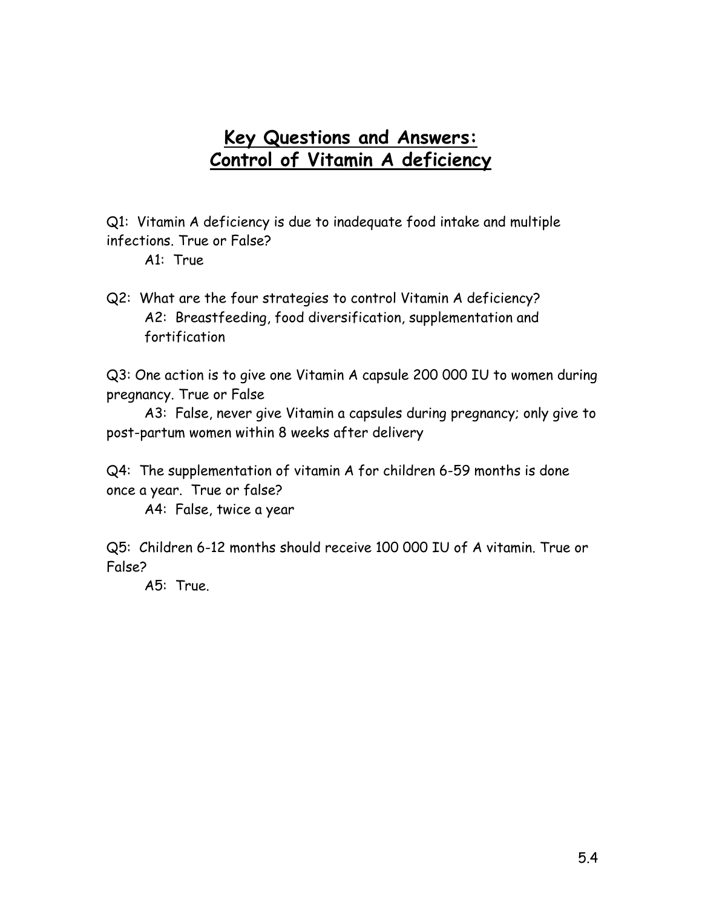# Key Questions and Answers: Control of Vitamin A deficiency

Q1: Vitamin A deficiency is due to inadequate food intake and multiple infections. True or False?

A1: True

Q2: What are the four strategies to control Vitamin A deficiency?

A2: Breastfeeding, food diversification, supplementation and fortification

Q3: One action is to give one Vitamin A capsule 200 000 IU to women during pregnancy. True or False

A3: False, never give Vitamin a capsules during pregnancy; only give to post-partum women within 8 weeks after delivery

Q4: The supplementation of vitamin A for children 6-59 months is done once a year. True or false?

A4: False, twice a year

Q5: Children 6-12 months should receive 100 000 IU of A vitamin. True or False?

A5: True.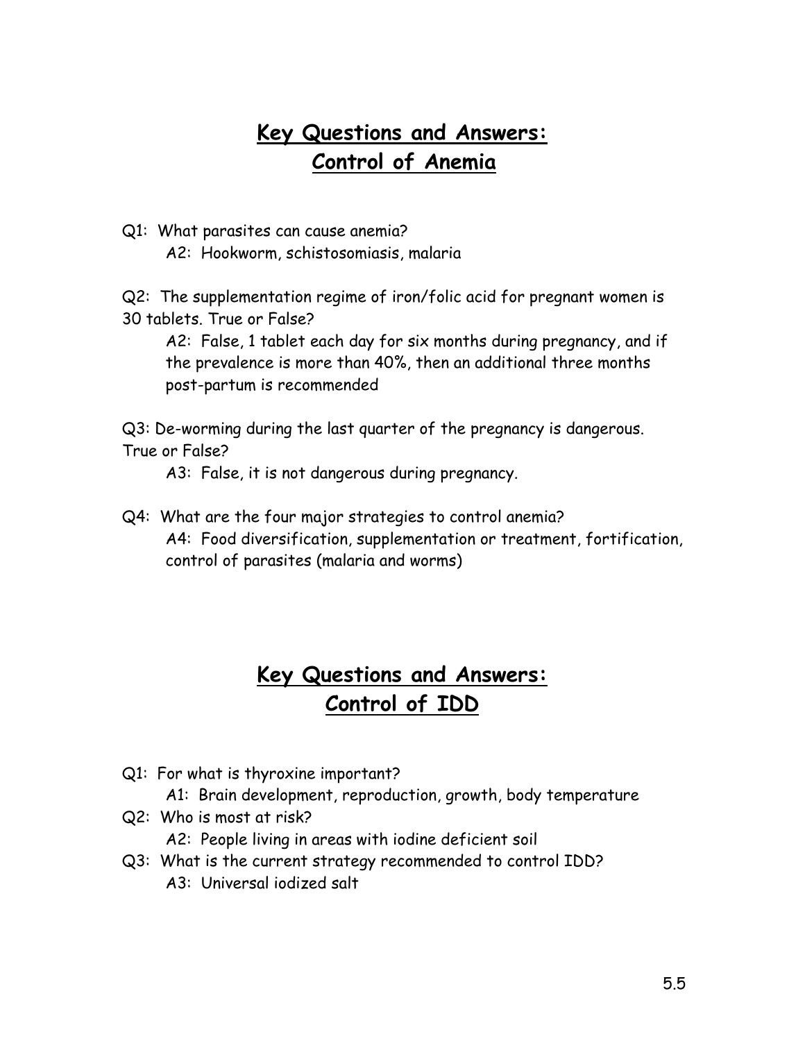## Key Questions and Answers: Control of Anemia

Q1: What parasites can cause anemia?

A2: Hookworm, schistosomiasis, malaria

Q2: The supplementation regime of iron/folic acid for pregnant women is 30 tablets. True or False?

A2: False, 1 tablet each day for six months during pregnancy, and if the prevalence is more than 40%, then an additional three months post-partum is recommended

Q3: De-worming during the last quarter of the pregnancy is dangerous. True or False?

A3: False, it is not dangerous during pregnancy.

Q4: What are the four major strategies to control anemia?

A4: Food diversification, supplementation or treatment, fortification, control of parasites (malaria and worms)

## Key Questions and Answers: Control of IDD

Q1: For what is thyroxine important?

A1: Brain development, reproduction, growth, body temperature

Q2: Who is most at risk?

A2: People living in areas with iodine deficient soil

Q3: What is the current strategy recommended to control IDD?

A3: Universal iodized salt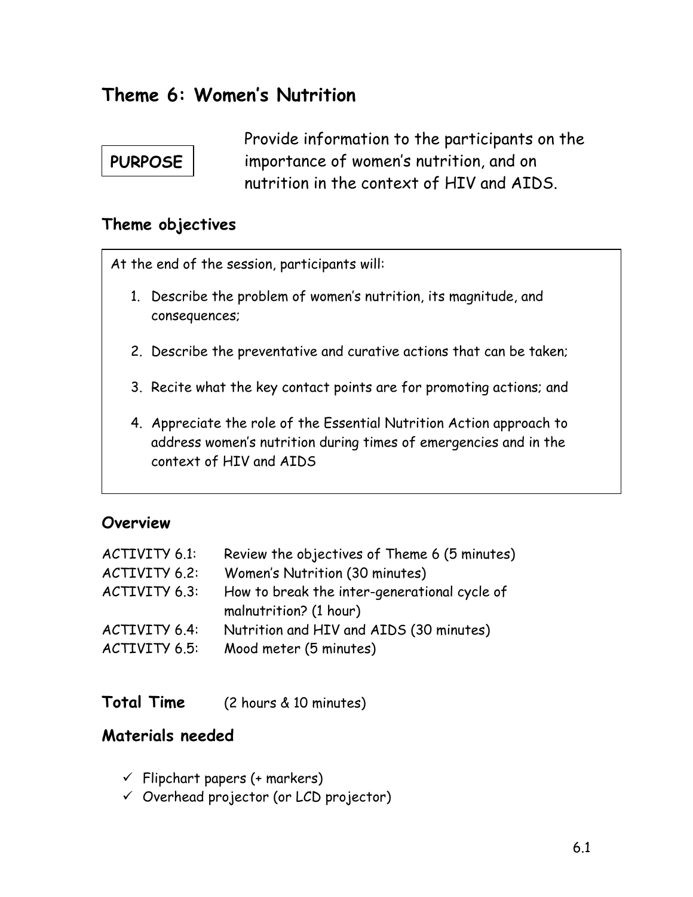# Theme 6: Women's Nutrition

**PURPOSE**

Provide information to the participants on the importance of women's nutrition, and on nutrition in the context of HIV and AIDS.

## Theme objectives

At the end of the session, participants will:

1. Describe the problem of women's nutrition, its magnitude, and consequences;
2. Describe the preventative and curative actions that can be taken;
3. Recite what the key contact points are for promoting actions; and
4. Appreciate the role of the Essential Nutrition Action approach to address women's nutrition during times of emergencies and in the context of HIV and AIDS

## Overview

| | |
|---|---|
| ACTIVITY 6.1: | Review the objectives of Theme 6 (5 minutes) |
| ACTIVITY 6.2: | Women's Nutrition (30 minutes) |
| ACTIVITY 6.3: | How to break the inter-generational cycle of malnutrition? (1 hour) |
| ACTIVITY 6.4: | Nutrition and HIV and AIDS (30 minutes) |
| ACTIVITY 6.5: | Mood meter (5 minutes) |

**Total Time** (2 hours & 10 minutes)

## Materials needed

- ✓ Flipchart papers (+ markers)
- ✓ Overhead projector (or LCD projector)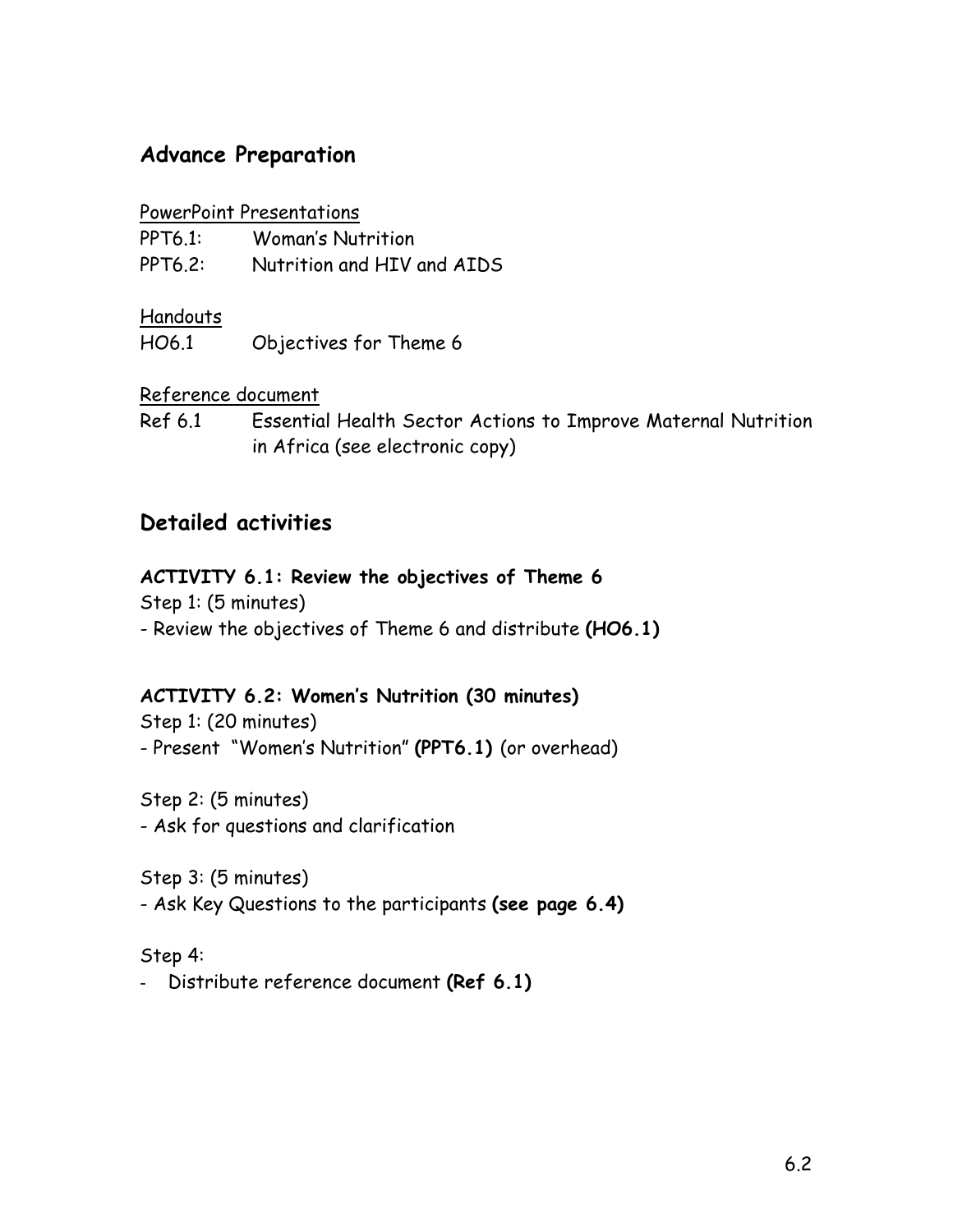## Advance Preparation

PowerPoint Presentations

PPT6.1: Woman's Nutrition

PPT6.2: Nutrition and HIV and AIDS

Handouts

HO6.1 Objectives for Theme 6

Reference document

Ref 6.1 Essential Health Sector Actions to Improve Maternal Nutrition in Africa (see electronic copy)

## Detailed activities

**ACTIVITY 6.1: Review the objectives of Theme 6**

Step 1: (5 minutes)

- Review the objectives of Theme 6 and distribute **(HO6.1)**

**ACTIVITY 6.2: Women's Nutrition (30 minutes)**

Step 1: (20 minutes)

- Present "Women's Nutrition" **(PPT6.1)** (or overhead)

Step 2: (5 minutes)

- Ask for questions and clarification

Step 3: (5 minutes)

- Ask Key Questions to the participants **(see page 6.4)**

Step 4:

- Distribute reference document **(Ref 6.1)**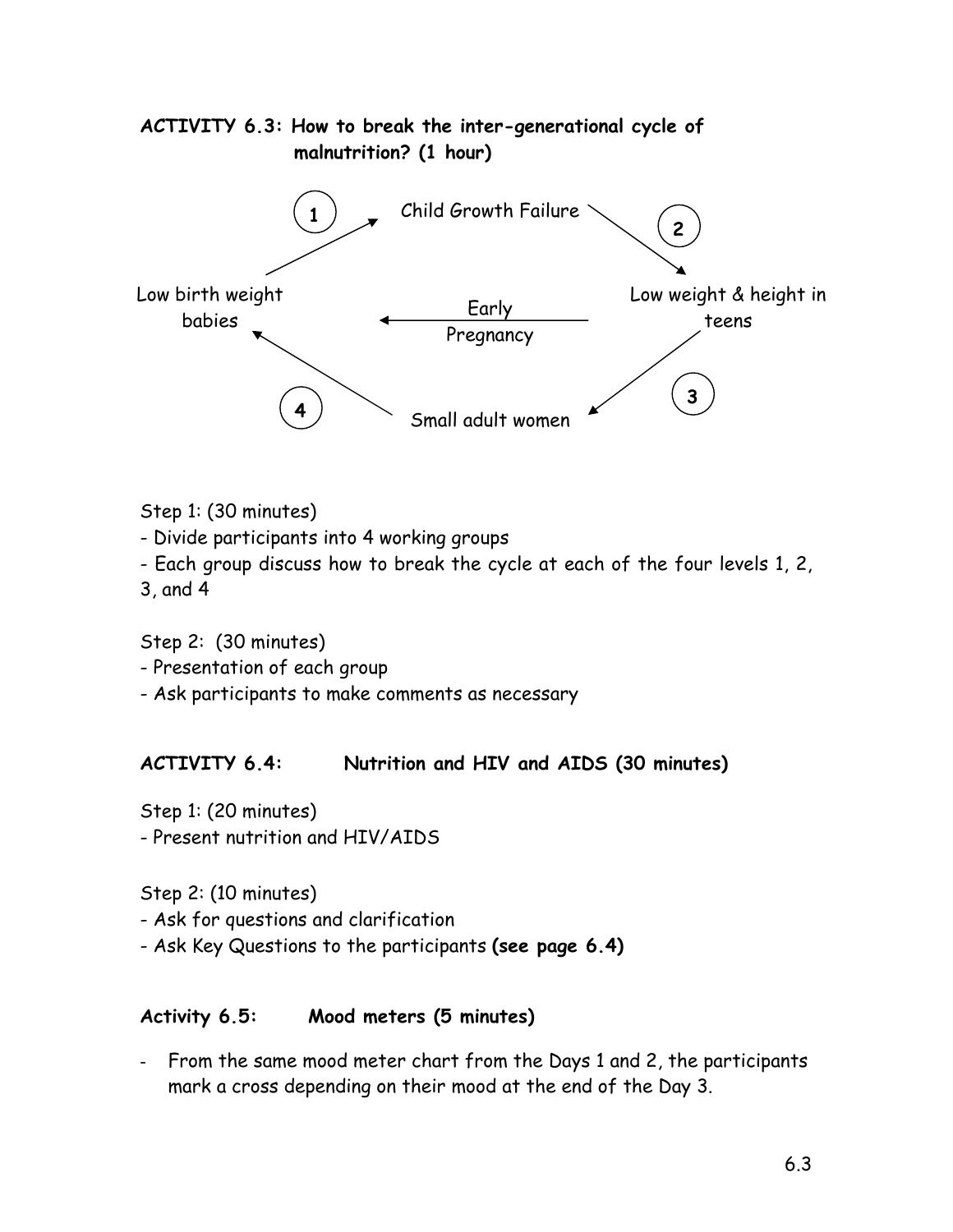### ACTIVITY 6.3: How to break the inter-generational cycle of malnutrition? (1 hour)

Child Growth Failure

1

2

Low birth weight babies

Early Pregnancy

Low weight & height in teens

4

3

Small adult women

Step 1: (30 minutes)
- Divide participants into 4 working groups
- Each group discuss how to break the cycle at each of the four levels 1, 2, 3, and 4

Step 2: (30 minutes)
- Presentation of each group
- Ask participants to make comments as necessary

### ACTIVITY 6.4: Nutrition and HIV and AIDS (30 minutes)

Step 1: (20 minutes)
- Present nutrition and HIV/AIDS

Step 2: (10 minutes)
- Ask for questions and clarification
- Ask Key Questions to the participants **(see page 6.4)**

### Activity 6.5: Mood meters (5 minutes)

- From the same mood meter chart from the Days 1 and 2, the participants mark a cross depending on their mood at the end of the Day 3.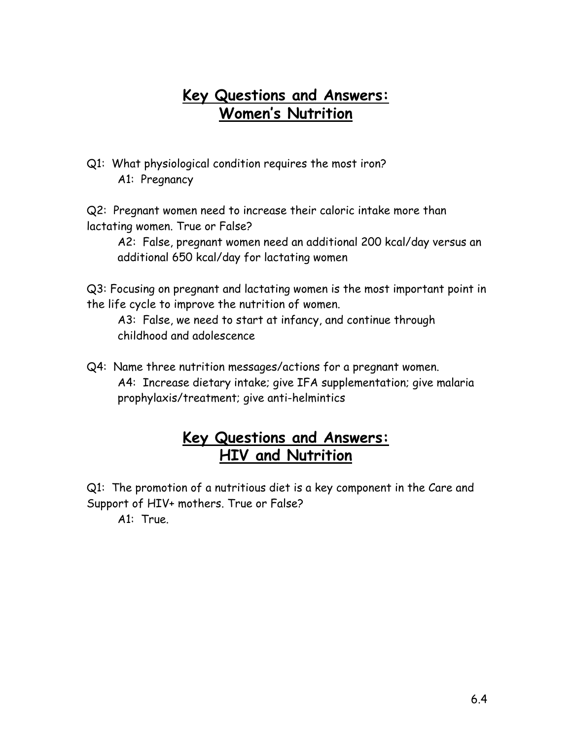# Key Questions and Answers: Women's Nutrition

Q1: What physiological condition requires the most iron?

A1: Pregnancy

Q2: Pregnant women need to increase their caloric intake more than lactating women. True or False?

A2: False, pregnant women need an additional 200 kcal/day versus an additional 650 kcal/day for lactating women

Q3: Focusing on pregnant and lactating women is the most important point in the life cycle to improve the nutrition of women.

A3: False, we need to start at infancy, and continue through childhood and adolescence

Q4: Name three nutrition messages/actions for a pregnant women.

A4: Increase dietary intake; give IFA supplementation; give malaria prophylaxis/treatment; give anti-helmintics

# Key Questions and Answers: HIV and Nutrition

Q1: The promotion of a nutritious diet is a key component in the Care and Support of HIV+ mothers. True or False?

A1: True.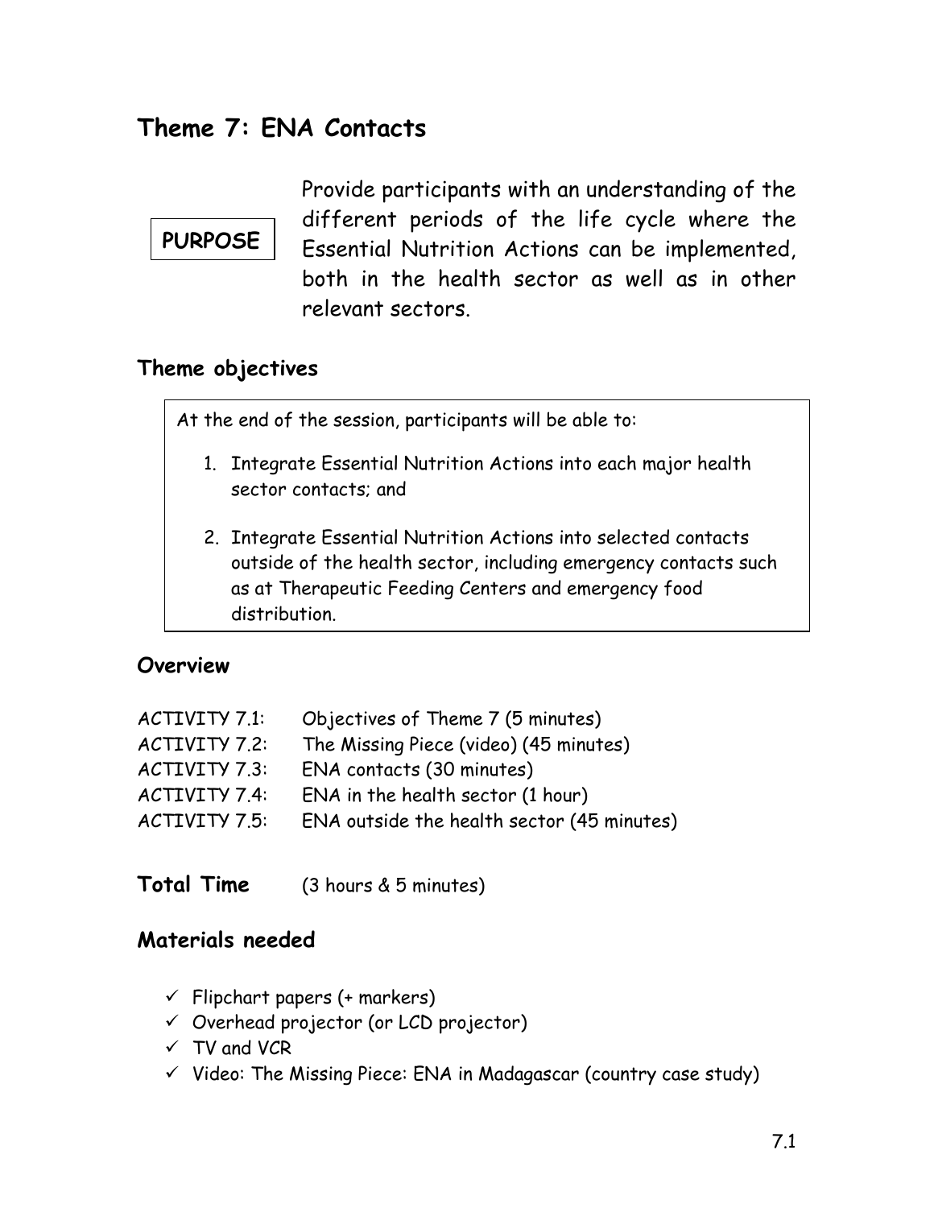# Theme 7: ENA Contacts

**PURPOSE**

Provide participants with an understanding of the different periods of the life cycle where the Essential Nutrition Actions can be implemented, both in the health sector as well as in other relevant sectors.

## Theme objectives

At the end of the session, participants will be able to:

1. Integrate Essential Nutrition Actions into each major health sector contacts; and
2. Integrate Essential Nutrition Actions into selected contacts outside of the health sector, including emergency contacts such as at Therapeutic Feeding Centers and emergency food distribution.

## Overview

| | |
|---|---|
| ACTIVITY 7.1: | Objectives of Theme 7 (5 minutes) |
| ACTIVITY 7.2: | The Missing Piece (video) (45 minutes) |
| ACTIVITY 7.3: | ENA contacts (30 minutes) |
| ACTIVITY 7.4: | ENA in the health sector (1 hour) |
| ACTIVITY 7.5: | ENA outside the health sector (45 minutes) |

**Total Time** (3 hours & 5 minutes)

## Materials needed

- ✓ Flipchart papers (+ markers)
- ✓ Overhead projector (or LCD projector)
- ✓ TV and VCR
- ✓ Video: The Missing Piece: ENA in Madagascar (country case study)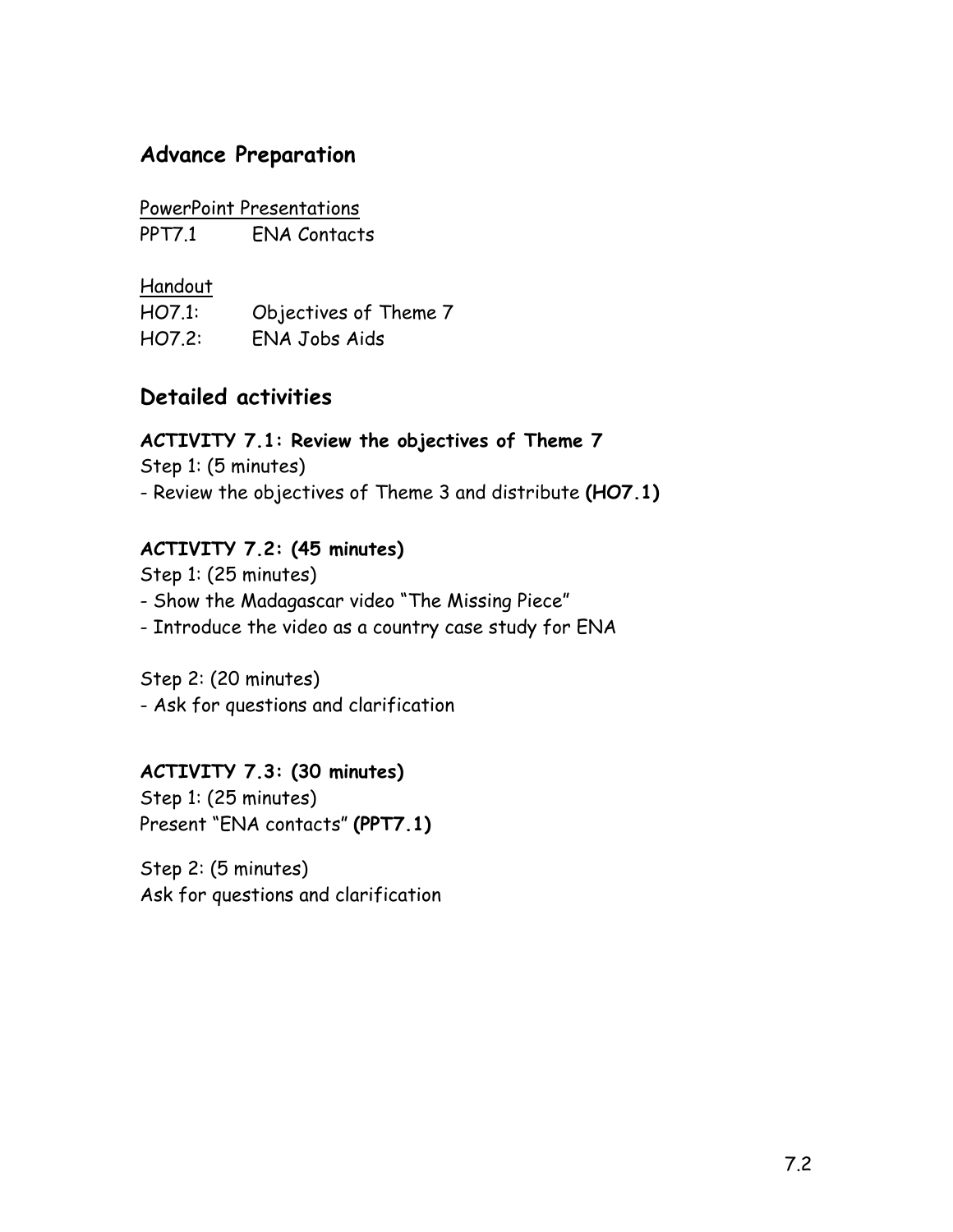## Advance Preparation

PowerPoint Presentations
PPT7.1 ENA Contacts

Handout
HO7.1: Objectives of Theme 7
HO7.2: ENA Jobs Aids

## Detailed activities

**ACTIVITY 7.1: Review the objectives of Theme 7**

Step 1: (5 minutes)
- Review the objectives of Theme 3 and distribute **(HO7.1)**

**ACTIVITY 7.2: (45 minutes)**

Step 1: (25 minutes)
- Show the Madagascar video "The Missing Piece"
- Introduce the video as a country case study for ENA

Step 2: (20 minutes)
- Ask for questions and clarification

**ACTIVITY 7.3: (30 minutes)**

Step 1: (25 minutes)
Present "ENA contacts" **(PPT7.1)**

Step 2: (5 minutes)
Ask for questions and clarification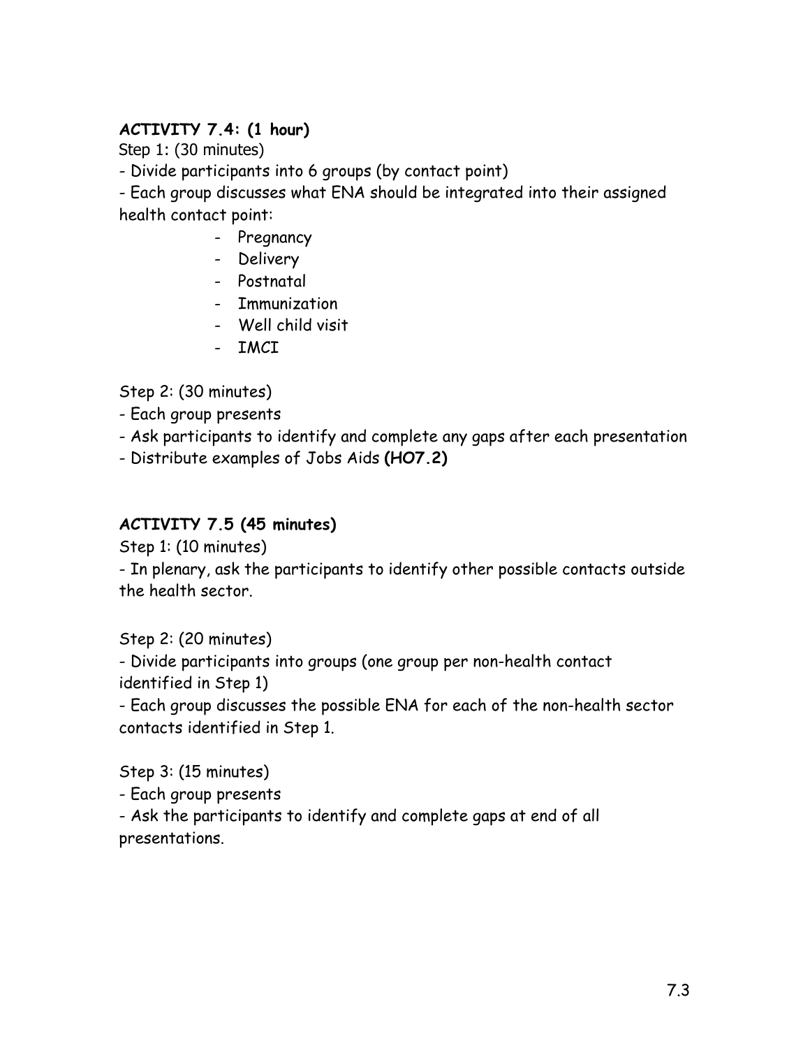**ACTIVITY 7.4: (1 hour)**

Step 1: (30 minutes)

- Divide participants into 6 groups (by contact point)
- Each group discusses what ENA should be integrated into their assigned health contact point:
  - Pregnancy
  - Delivery
  - Postnatal
  - Immunization
  - Well child visit
  - IMCI

Step 2: (30 minutes)

- Each group presents
- Ask participants to identify and complete any gaps after each presentation
- Distribute examples of Jobs Aids **(HO7.2)**

**ACTIVITY 7.5 (45 minutes)**

Step 1: (10 minutes)

- In plenary, ask the participants to identify other possible contacts outside the health sector.

Step 2: (20 minutes)

- Divide participants into groups (one group per non-health contact identified in Step 1)
- Each group discusses the possible ENA for each of the non-health sector contacts identified in Step 1.

Step 3: (15 minutes)

- Each group presents
- Ask the participants to identify and complete gaps at end of all presentations.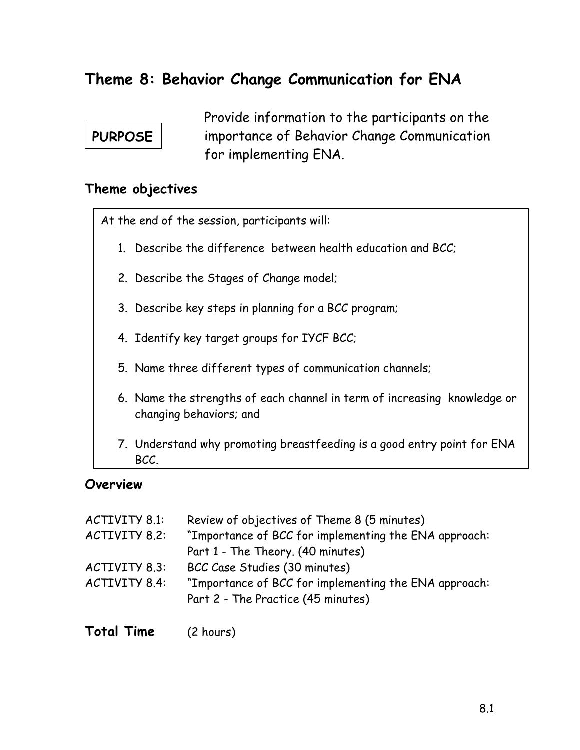# Theme 8: Behavior Change Communication for ENA

**PURPOSE**

Provide information to the participants on the importance of Behavior Change Communication for implementing ENA.

## Theme objectives

At the end of the session, participants will:

1. Describe the difference between health education and BCC;
2. Describe the Stages of Change model;
3. Describe key steps in planning for a BCC program;
4. Identify key target groups for IYCF BCC;
5. Name three different types of communication channels;
6. Name the strengths of each channel in term of increasing knowledge or changing behaviors; and
7. Understand why promoting breastfeeding is a good entry point for ENA BCC.

## Overview

| | |
|---|---|
| ACTIVITY 8.1: | Review of objectives of Theme 8 (5 minutes) |
| ACTIVITY 8.2: | "Importance of BCC for implementing the ENA approach: Part 1 - The Theory. (40 minutes) |
| ACTIVITY 8.3: | BCC Case Studies (30 minutes) |
| ACTIVITY 8.4: | "Importance of BCC for implementing the ENA approach: Part 2 - The Practice (45 minutes) |

**Total Time** (2 hours)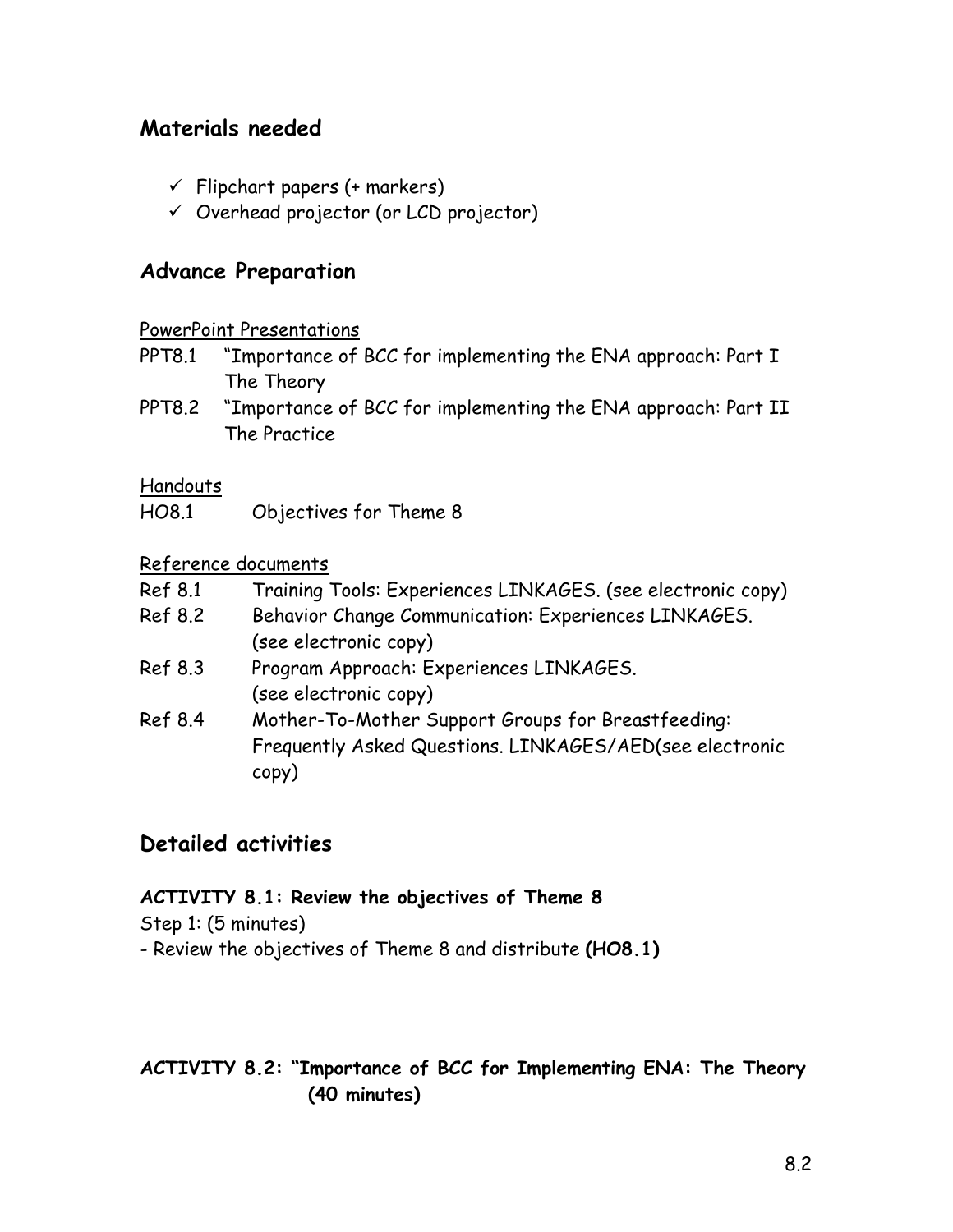## Materials needed

- ✓ Flipchart papers (+ markers)
- ✓ Overhead projector (or LCD projector)

## Advance Preparation

PowerPoint Presentations

PPT8.1 "Importance of BCC for implementing the ENA approach: Part I The Theory

PPT8.2 "Importance of BCC for implementing the ENA approach: Part II The Practice

Handouts

HO8.1 Objectives for Theme 8

Reference documents

Ref 8.1 Training Tools: Experiences LINKAGES. (see electronic copy)

Ref 8.2 Behavior Change Communication: Experiences LINKAGES. (see electronic copy)

Ref 8.3 Program Approach: Experiences LINKAGES. (see electronic copy)

Ref 8.4 Mother-To-Mother Support Groups for Breastfeeding: Frequently Asked Questions. LINKAGES/AED(see electronic copy)

## Detailed activities

**ACTIVITY 8.1: Review the objectives of Theme 8**

Step 1: (5 minutes)

- Review the objectives of Theme 8 and distribute **(HO8.1)**

**ACTIVITY 8.2: "Importance of BCC for Implementing ENA: The Theory (40 minutes)**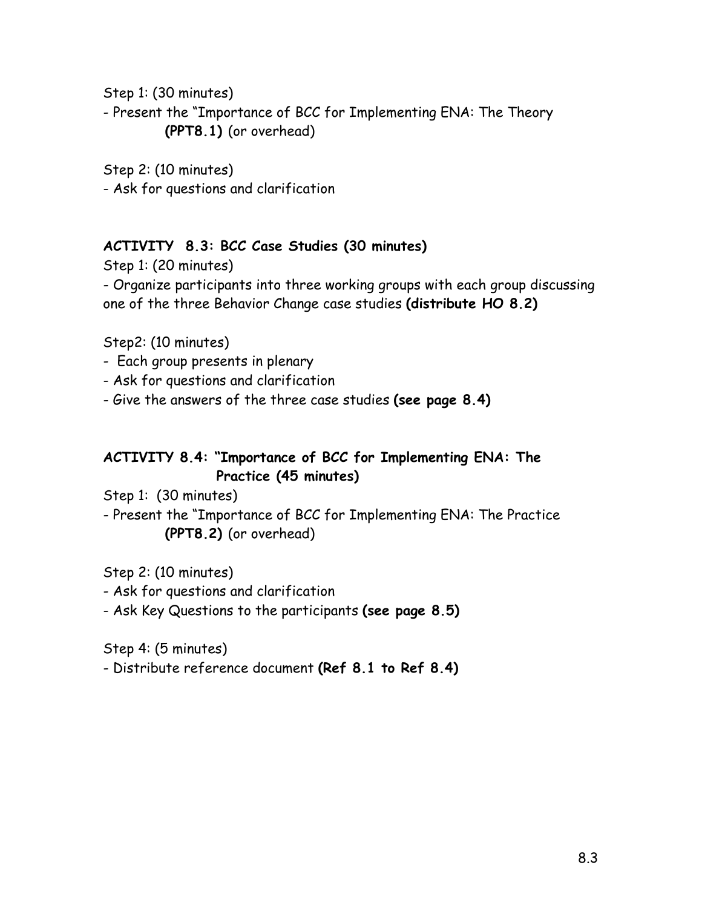Step 1: (30 minutes)

- Present the "Importance of BCC for Implementing ENA: The Theory **(PPT8.1)** (or overhead)

Step 2: (10 minutes)

- Ask for questions and clarification

**ACTIVITY 8.3: BCC Case Studies (30 minutes)**

Step 1: (20 minutes)

- Organize participants into three working groups with each group discussing one of the three Behavior Change case studies **(distribute HO 8.2)**

Step2: (10 minutes)

- Each group presents in plenary
- Ask for questions and clarification
- Give the answers of the three case studies **(see page 8.4)**

**ACTIVITY 8.4: "Importance of BCC for Implementing ENA: The Practice (45 minutes)**

Step 1: (30 minutes)

- Present the "Importance of BCC for Implementing ENA: The Practice **(PPT8.2)** (or overhead)

Step 2: (10 minutes)

- Ask for questions and clarification
- Ask Key Questions to the participants **(see page 8.5)**

Step 4: (5 minutes)

- Distribute reference document **(Ref 8.1 to Ref 8.4)**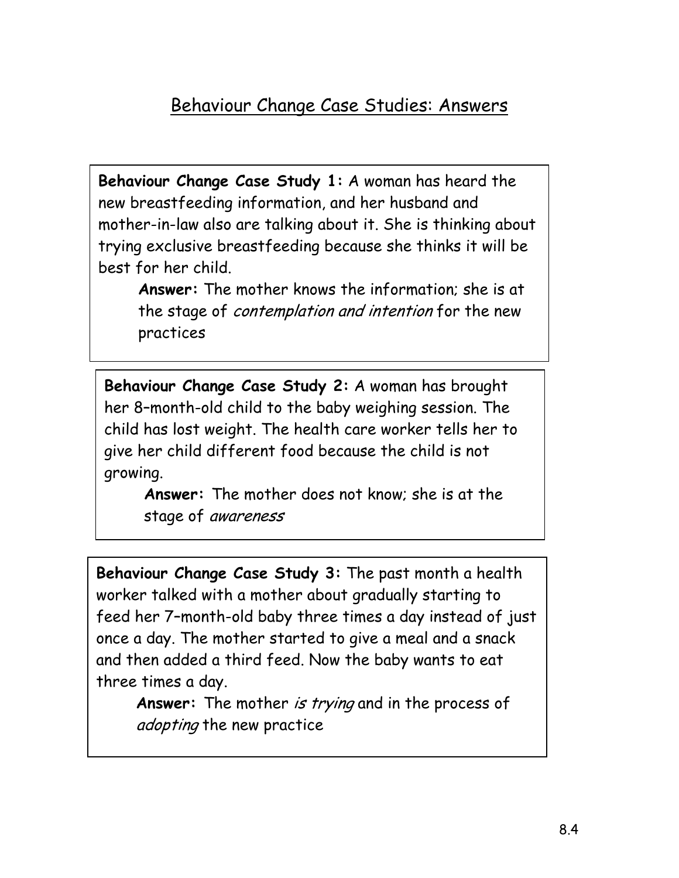# Behaviour Change Case Studies: Answers

**Behaviour Change Case Study 1:** A woman has heard the new breastfeeding information, and her husband and mother-in-law also are talking about it. She is thinking about trying exclusive breastfeeding because she thinks it will be best for her child.

> **Answer:** The mother knows the information; she is at the stage of *contemplation and intention* for the new practices

**Behaviour Change Case Study 2:** A woman has brought her 8–month-old child to the baby weighing session. The child has lost weight. The health care worker tells her to give her child different food because the child is not growing.

> **Answer:** The mother does not know; she is at the stage of *awareness*

**Behaviour Change Case Study 3:** The past month a health worker talked with a mother about gradually starting to feed her 7–month-old baby three times a day instead of just once a day. The mother started to give a meal and a snack and then added a third feed. Now the baby wants to eat three times a day.

> **Answer:** The mother *is trying* and in the process of *adopting* the new practice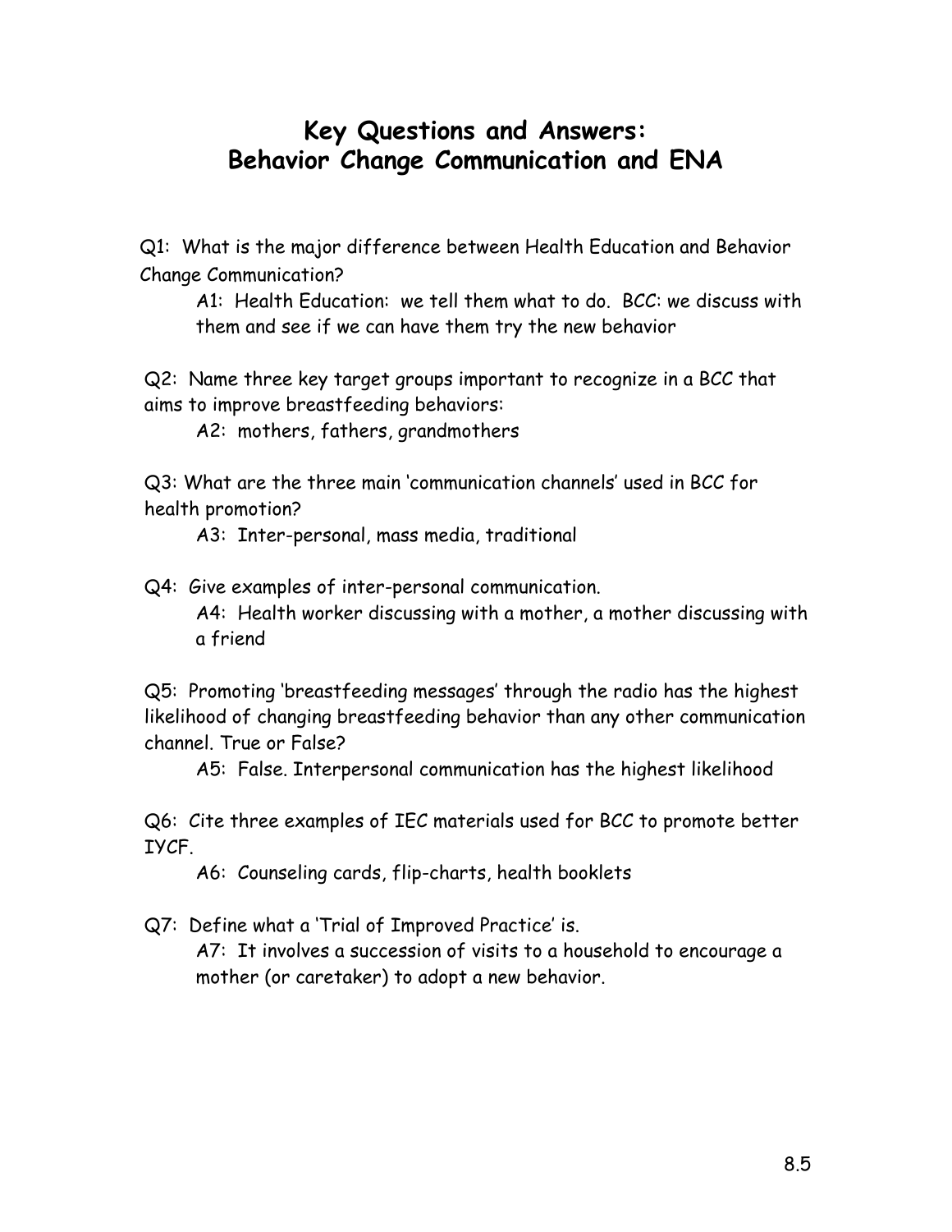# Key Questions and Answers: Behavior Change Communication and ENA

Q1: What is the major difference between Health Education and Behavior Change Communication?

A1: Health Education: we tell them what to do. BCC: we discuss with them and see if we can have them try the new behavior

Q2: Name three key target groups important to recognize in a BCC that aims to improve breastfeeding behaviors:

A2: mothers, fathers, grandmothers

Q3: What are the three main 'communication channels' used in BCC for health promotion?

A3: Inter-personal, mass media, traditional

Q4: Give examples of inter-personal communication.

A4: Health worker discussing with a mother, a mother discussing with a friend

Q5: Promoting 'breastfeeding messages' through the radio has the highest likelihood of changing breastfeeding behavior than any other communication channel. True or False?

A5: False. Interpersonal communication has the highest likelihood

Q6: Cite three examples of IEC materials used for BCC to promote better IYCF.

A6: Counseling cards, flip-charts, health booklets

Q7: Define what a 'Trial of Improved Practice' is.

A7: It involves a succession of visits to a household to encourage a mother (or caretaker) to adopt a new behavior.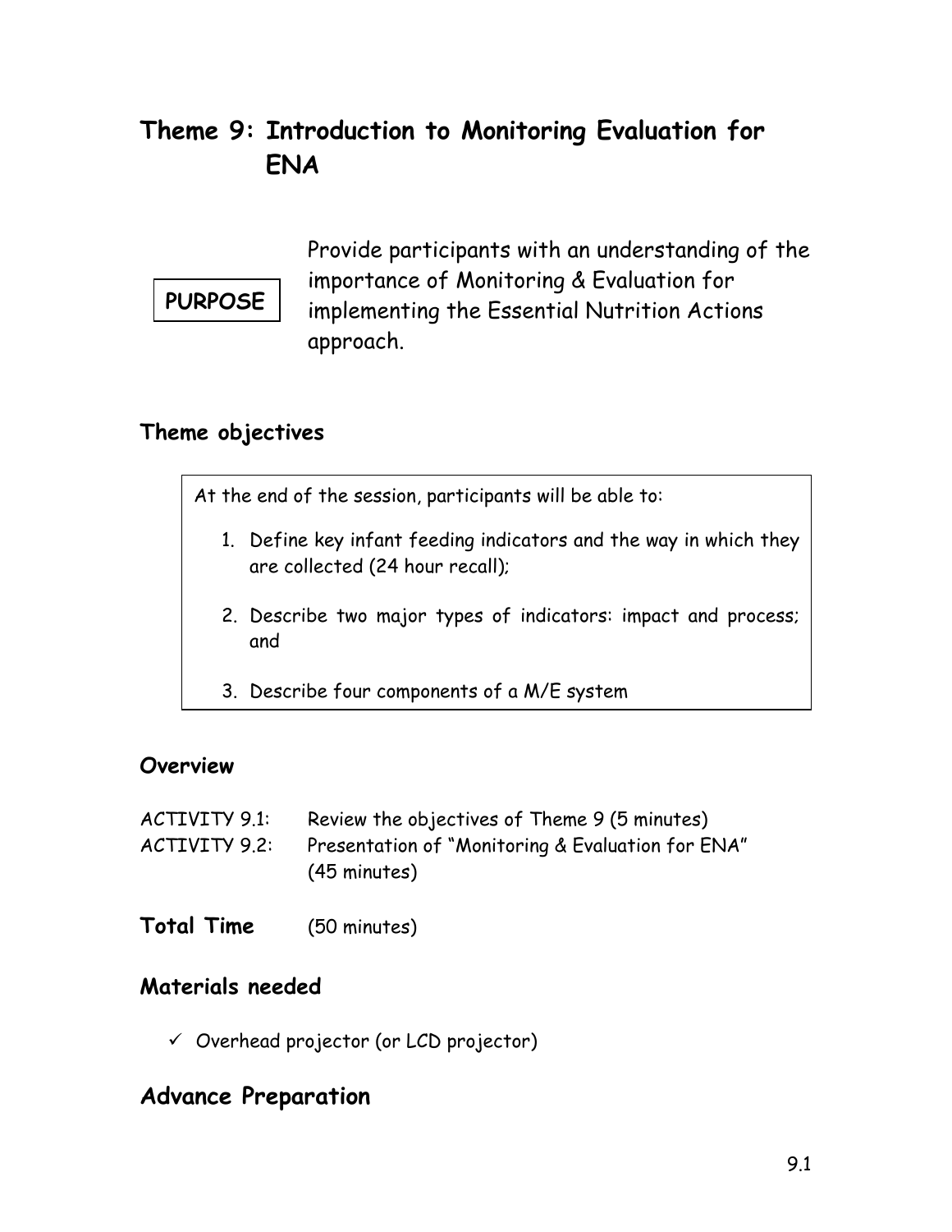# Theme 9: Introduction to Monitoring Evaluation for ENA

**PURPOSE**

Provide participants with an understanding of the importance of Monitoring & Evaluation for implementing the Essential Nutrition Actions approach.

## Theme objectives

At the end of the session, participants will be able to:

1. Define key infant feeding indicators and the way in which they are collected (24 hour recall);
2. Describe two major types of indicators: impact and process; and
3. Describe four components of a M/E system

## Overview

ACTIVITY 9.1: Review the objectives of Theme 9 (5 minutes)
ACTIVITY 9.2: Presentation of "Monitoring & Evaluation for ENA" (45 minutes)

**Total Time** (50 minutes)

## Materials needed

- ✓ Overhead projector (or LCD projector)

## Advance Preparation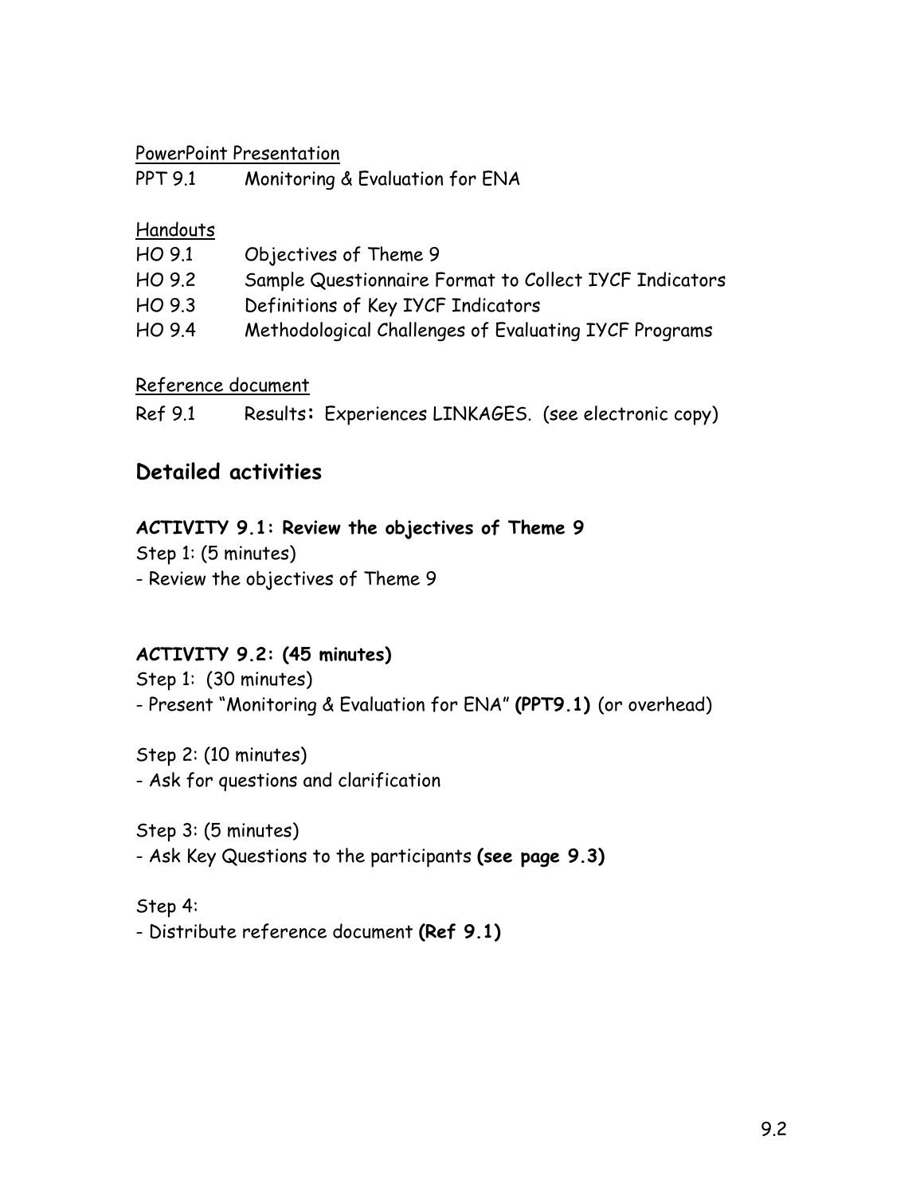PowerPoint Presentation

PPT 9.1 Monitoring & Evaluation for ENA

Handouts

HO 9.1 Objectives of Theme 9
HO 9.2 Sample Questionnaire Format to Collect IYCF Indicators
HO 9.3 Definitions of Key IYCF Indicators
HO 9.4 Methodological Challenges of Evaluating IYCF Programs

Reference document

Ref 9.1 Results**:** Experiences LINKAGES. (see electronic copy)

## Detailed activities

**ACTIVITY 9.1: Review the objectives of Theme 9**

Step 1: (5 minutes)
- Review the objectives of Theme 9

**ACTIVITY 9.2: (45 minutes)**

Step 1: (30 minutes)
- Present "Monitoring & Evaluation for ENA" **(PPT9.1)** (or overhead)

Step 2: (10 minutes)
- Ask for questions and clarification

Step 3: (5 minutes)
- Ask Key Questions to the participants **(see page 9.3)**

Step 4:
- Distribute reference document **(Ref 9.1)**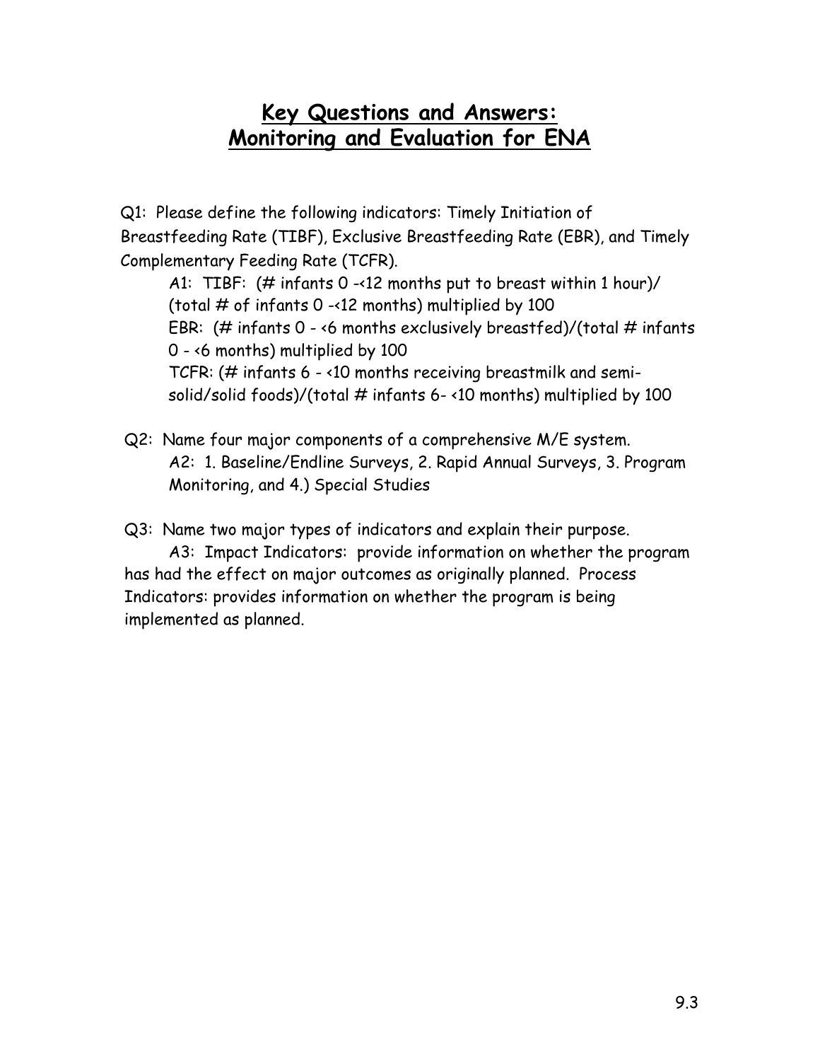# Key Questions and Answers: Monitoring and Evaluation for ENA

Q1: Please define the following indicators: Timely Initiation of Breastfeeding Rate (TIBF), Exclusive Breastfeeding Rate (EBR), and Timely Complementary Feeding Rate (TCFR).

A1: TIBF: (# infants 0 -<12 months put to breast within 1 hour)/(total # of infants 0 -<12 months) multiplied by 100

EBR: (# infants 0 - <6 months exclusively breastfed)/(total # infants 0 - <6 months) multiplied by 100

TCFR: (# infants 6 - <10 months receiving breastmilk and semi-solid/solid foods)/(total # infants 6- <10 months) multiplied by 100

Q2: Name four major components of a comprehensive M/E system.

A2: 1. Baseline/Endline Surveys, 2. Rapid Annual Surveys, 3. Program Monitoring, and 4.) Special Studies

Q3: Name two major types of indicators and explain their purpose.

A3: Impact Indicators: provide information on whether the program has had the effect on major outcomes as originally planned. Process Indicators: provides information on whether the program is being implemented as planned.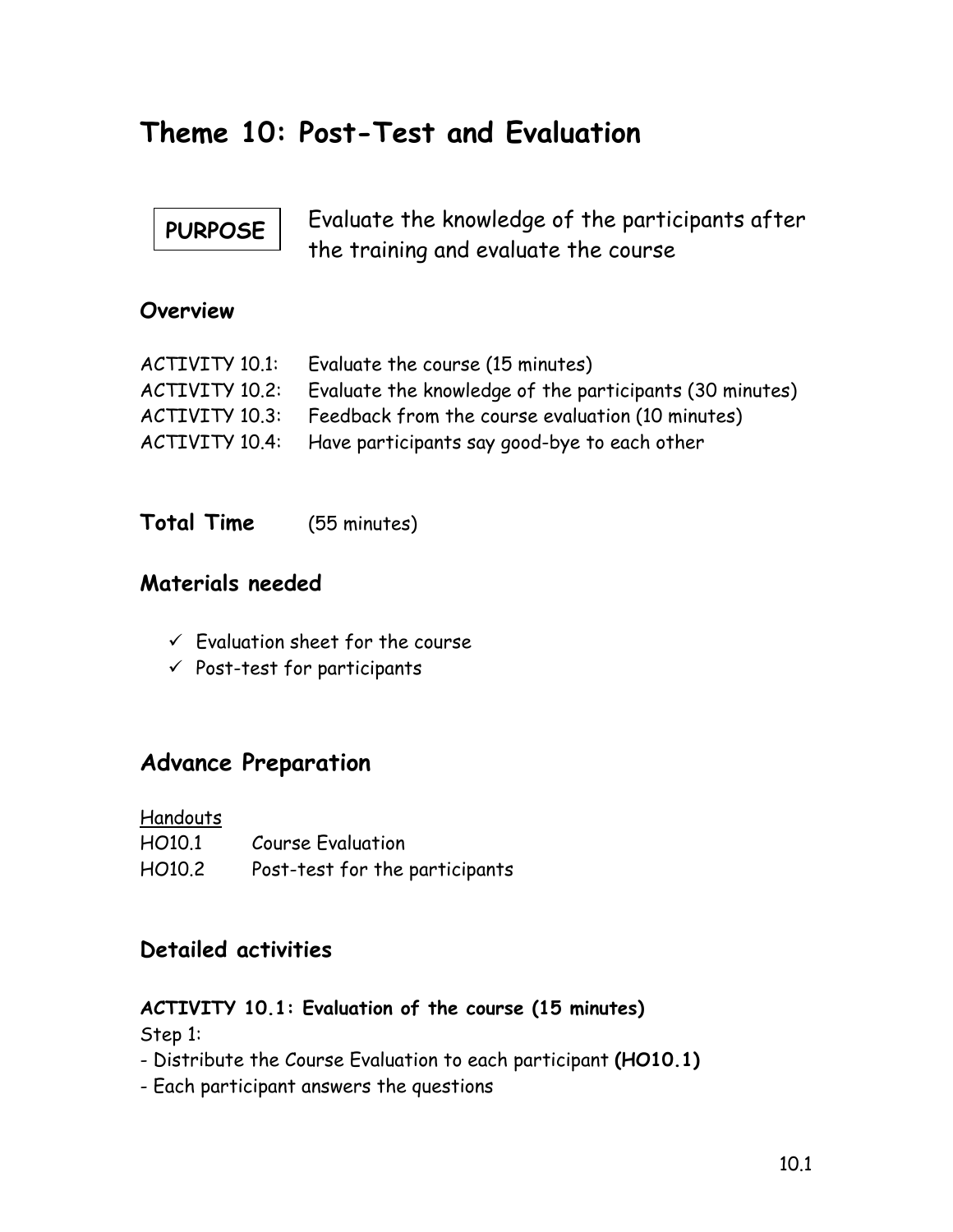# Theme 10: Post-Test and Evaluation

**PURPOSE** Evaluate the knowledge of the participants after the training and evaluate the course

### Overview

ACTIVITY 10.1: Evaluate the course (15 minutes)
ACTIVITY 10.2: Evaluate the knowledge of the participants (30 minutes)
ACTIVITY 10.3: Feedback from the course evaluation (10 minutes)
ACTIVITY 10.4: Have participants say good-bye to each other

**Total Time** (55 minutes)

## Materials needed

- ✓ Evaluation sheet for the course
- ✓ Post-test for participants

## Advance Preparation

Handouts
HO10.1 Course Evaluation
HO10.2 Post-test for the participants

## Detailed activities

**ACTIVITY 10.1: Evaluation of the course (15 minutes)**
Step 1:
- Distribute the Course Evaluation to each participant **(HO10.1)**
- Each participant answers the questions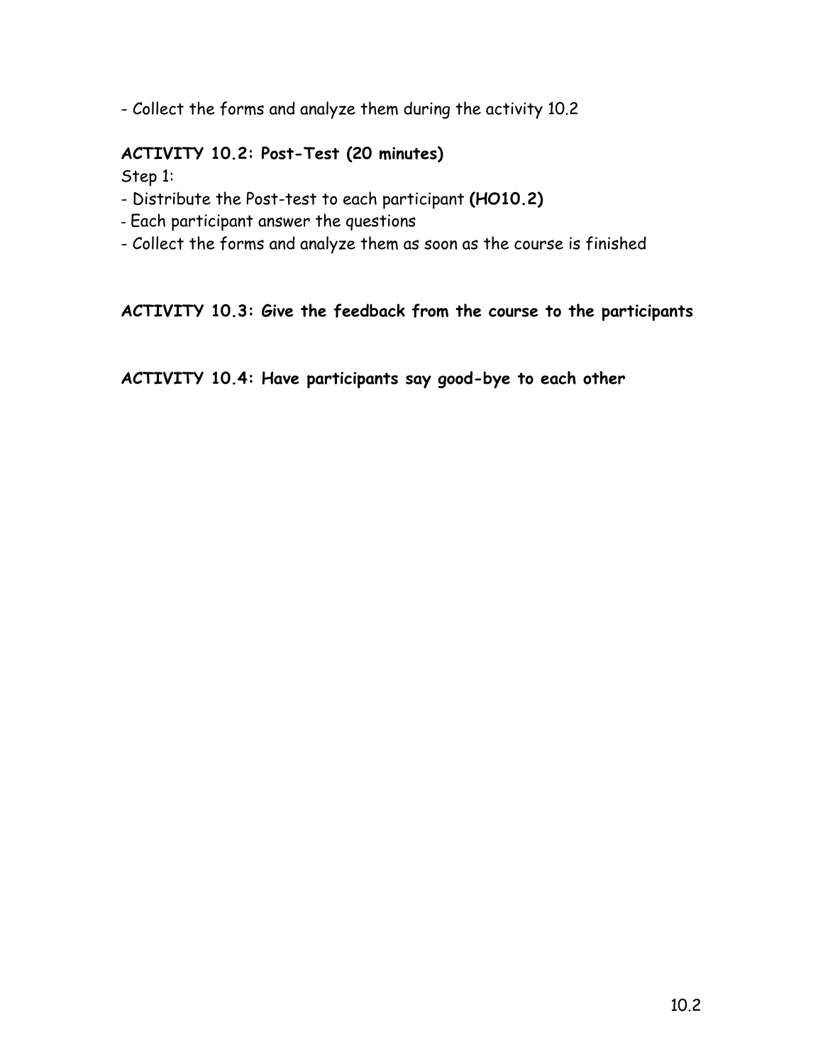- Collect the forms and analyze them during the activity 10.2

**ACTIVITY 10.2: Post-Test (20 minutes)**

Step 1:

- Distribute the Post-test to each participant **(HO10.2)**
- Each participant answer the questions
- Collect the forms and analyze them as soon as the course is finished

**ACTIVITY 10.3: Give the feedback from the course to the participants**

**ACTIVITY 10.4: Have participants say good-bye to each other**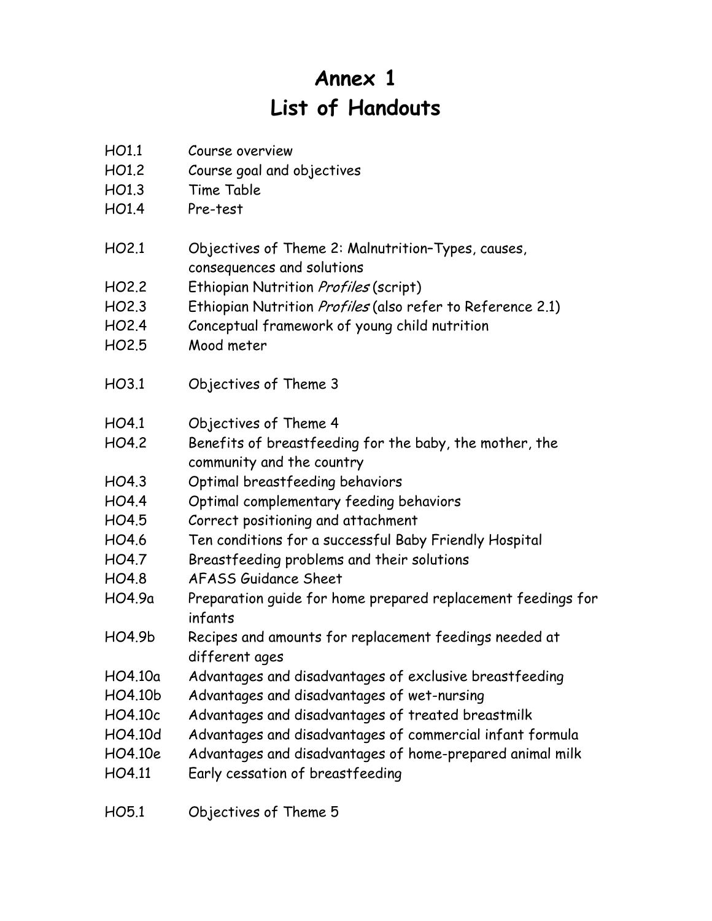# Annex 1
# List of Handouts

| | |
|---|---|
| HO1.1 | Course overview |
| HO1.2 | Course goal and objectives |
| HO1.3 | Time Table |
| HO1.4 | Pre-test |
| | |
| HO2.1 | Objectives of Theme 2: Malnutrition–Types, causes, consequences and solutions |
| HO2.2 | Ethiopian Nutrition *Profiles* (script) |
| HO2.3 | Ethiopian Nutrition *Profiles* (also refer to Reference 2.1) |
| HO2.4 | Conceptual framework of young child nutrition |
| HO2.5 | Mood meter |
| | |
| HO3.1 | Objectives of Theme 3 |
| | |
| HO4.1 | Objectives of Theme 4 |
| HO4.2 | Benefits of breastfeeding for the baby, the mother, the community and the country |
| HO4.3 | Optimal breastfeeding behaviors |
| HO4.4 | Optimal complementary feeding behaviors |
| HO4.5 | Correct positioning and attachment |
| HO4.6 | Ten conditions for a successful Baby Friendly Hospital |
| HO4.7 | Breastfeeding problems and their solutions |
| HO4.8 | AFASS Guidance Sheet |
| HO4.9a | Preparation guide for home prepared replacement feedings for infants |
| HO4.9b | Recipes and amounts for replacement feedings needed at different ages |
| HO4.10a | Advantages and disadvantages of exclusive breastfeeding |
| HO4.10b | Advantages and disadvantages of wet-nursing |
| HO4.10c | Advantages and disadvantages of treated breastmilk |
| HO4.10d | Advantages and disadvantages of commercial infant formula |
| HO4.10e | Advantages and disadvantages of home-prepared animal milk |
| HO4.11 | Early cessation of breastfeeding |
| | |
| HO5.1 | Objectives of Theme 5 |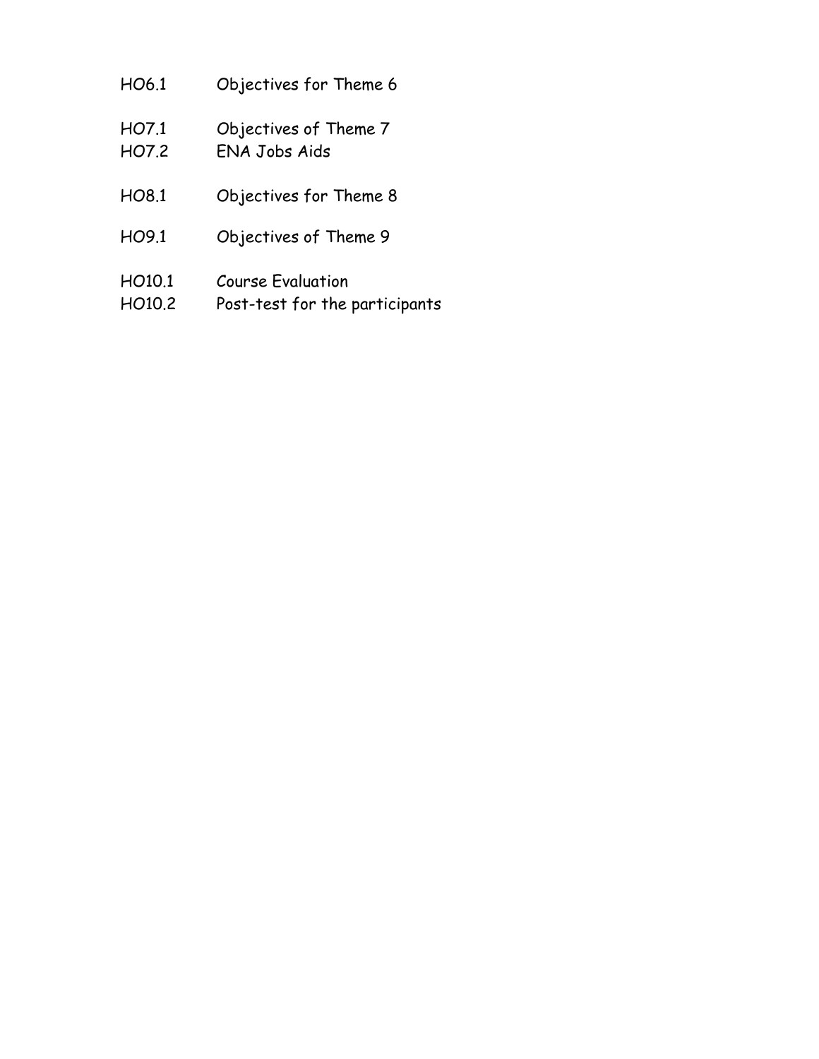HO6.1 Objectives for Theme 6

HO7.1 Objectives of Theme 7
HO7.2 ENA Jobs Aids

HO8.1 Objectives for Theme 8

HO9.1 Objectives of Theme 9

HO10.1 Course Evaluation
HO10.2 Post-test for the participants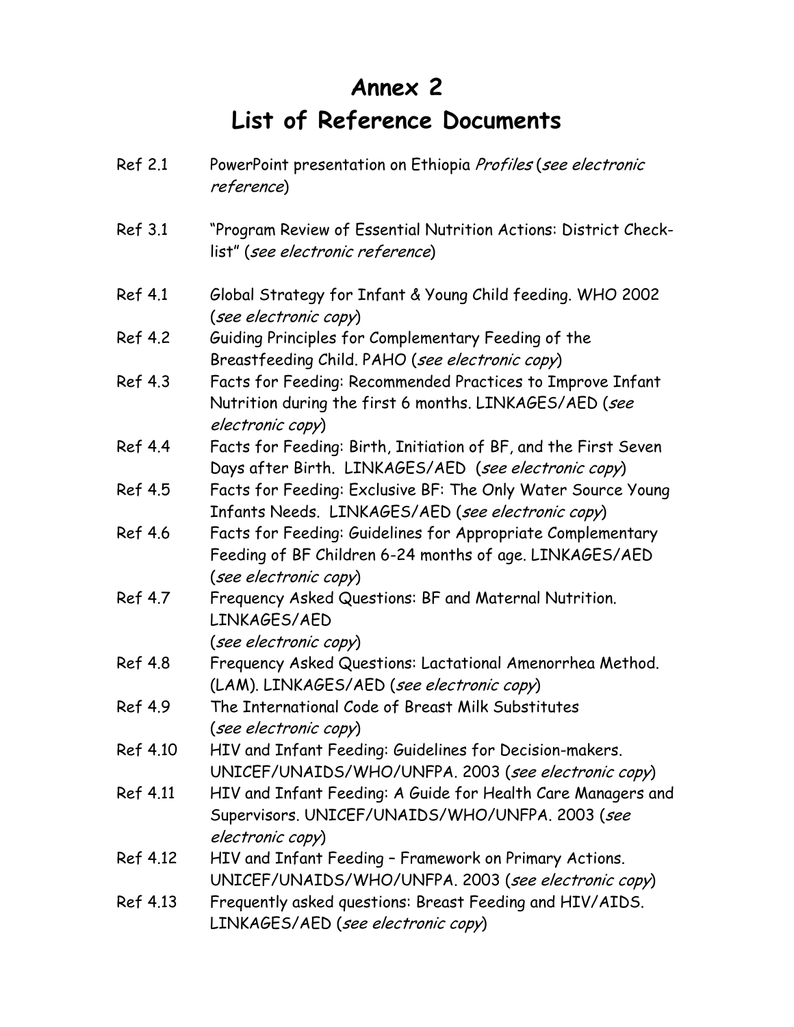# Annex 2
# List of Reference Documents

| | |
|---|---|
| Ref 2.1 | PowerPoint presentation on Ethiopia *Profiles* (*see electronic reference*) |
| Ref 3.1 | "Program Review of Essential Nutrition Actions: District Check-list" (*see electronic reference*) |
| Ref 4.1 | Global Strategy for Infant & Young Child feeding. WHO 2002 (*see electronic copy*) |
| Ref 4.2 | Guiding Principles for Complementary Feeding of the Breastfeeding Child. PAHO (*see electronic copy*) |
| Ref 4.3 | Facts for Feeding: Recommended Practices to Improve Infant Nutrition during the first 6 months. LINKAGES/AED (*see electronic copy*) |
| Ref 4.4 | Facts for Feeding: Birth, Initiation of BF, and the First Seven Days after Birth. LINKAGES/AED (*see electronic copy*) |
| Ref 4.5 | Facts for Feeding: Exclusive BF: The Only Water Source Young Infants Needs. LINKAGES/AED (*see electronic copy*) |
| Ref 4.6 | Facts for Feeding: Guidelines for Appropriate Complementary Feeding of BF Children 6-24 months of age. LINKAGES/AED (*see electronic copy*) |
| Ref 4.7 | Frequency Asked Questions: BF and Maternal Nutrition. LINKAGES/AED (*see electronic copy*) |
| Ref 4.8 | Frequency Asked Questions: Lactational Amenorrhea Method. (LAM). LINKAGES/AED (*see electronic copy*) |
| Ref 4.9 | The International Code of Breast Milk Substitutes (*see electronic copy*) |
| Ref 4.10 | HIV and Infant Feeding: Guidelines for Decision-makers. UNICEF/UNAIDS/WHO/UNFPA. 2003 (*see electronic copy*) |
| Ref 4.11 | HIV and Infant Feeding: A Guide for Health Care Managers and Supervisors. UNICEF/UNAIDS/WHO/UNFPA. 2003 (*see electronic copy*) |
| Ref 4.12 | HIV and Infant Feeding – Framework on Primary Actions. UNICEF/UNAIDS/WHO/UNFPA. 2003 (*see electronic copy*) |
| Ref 4.13 | Frequently asked questions: Breast Feeding and HIV/AIDS. LINKAGES/AED (*see electronic copy*) |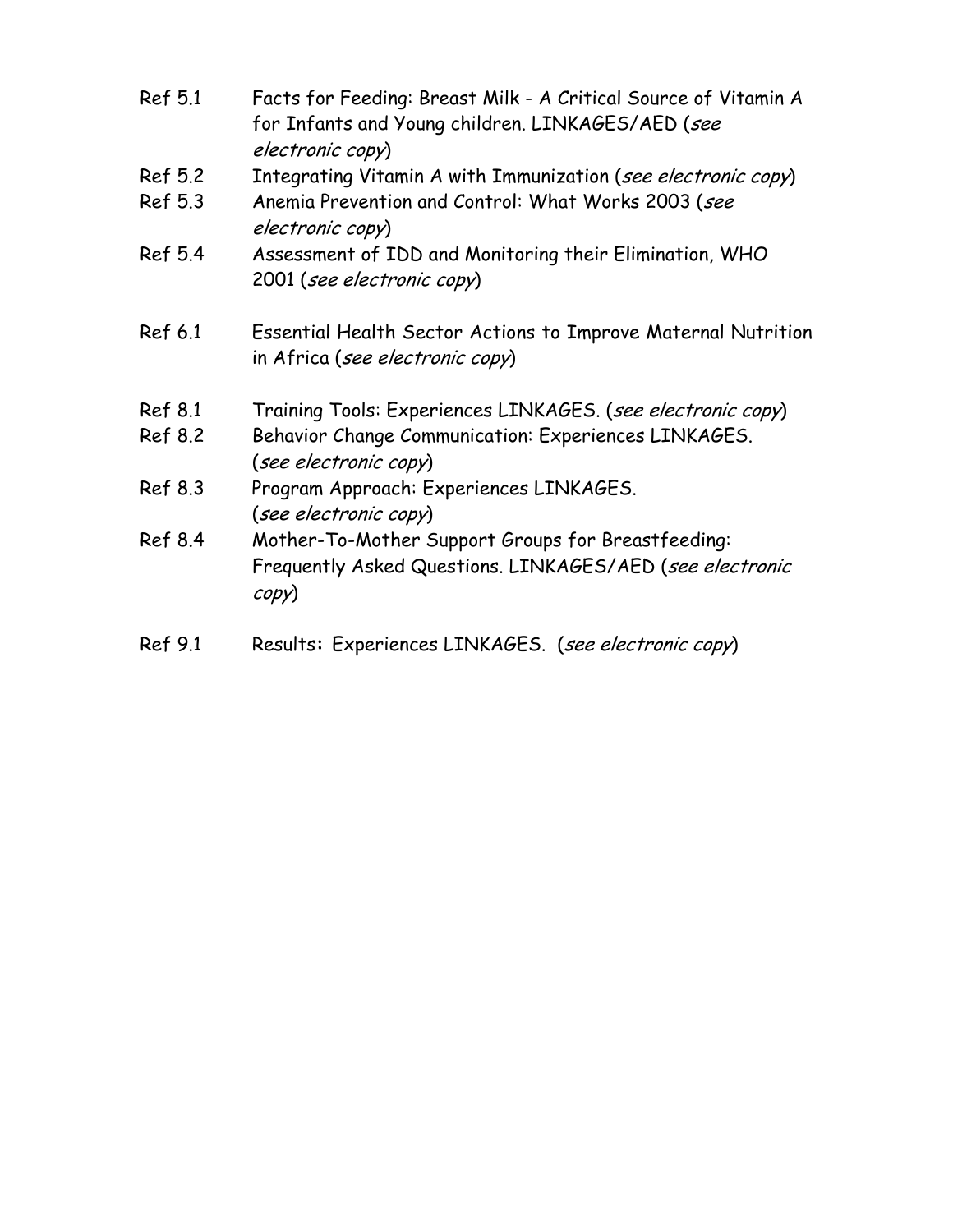Ref 5.1 Facts for Feeding: Breast Milk - A Critical Source of Vitamin A for Infants and Young children. LINKAGES/AED (*see electronic copy*)

Ref 5.2 Integrating Vitamin A with Immunization (*see electronic copy*)

Ref 5.3 Anemia Prevention and Control: What Works 2003 (*see electronic copy*)

Ref 5.4 Assessment of IDD and Monitoring their Elimination, WHO 2001 (*see electronic copy*)

Ref 6.1 Essential Health Sector Actions to Improve Maternal Nutrition in Africa (*see electronic copy*)

Ref 8.1 Training Tools: Experiences LINKAGES. (*see electronic copy*)

Ref 8.2 Behavior Change Communication: Experiences LINKAGES. (*see electronic copy*)

Ref 8.3 Program Approach: Experiences LINKAGES. (*see electronic copy*)

Ref 8.4 Mother-To-Mother Support Groups for Breastfeeding: Frequently Asked Questions. LINKAGES/AED (*see electronic copy*)

Ref 9.1 Results: Experiences LINKAGES. (*see electronic copy*)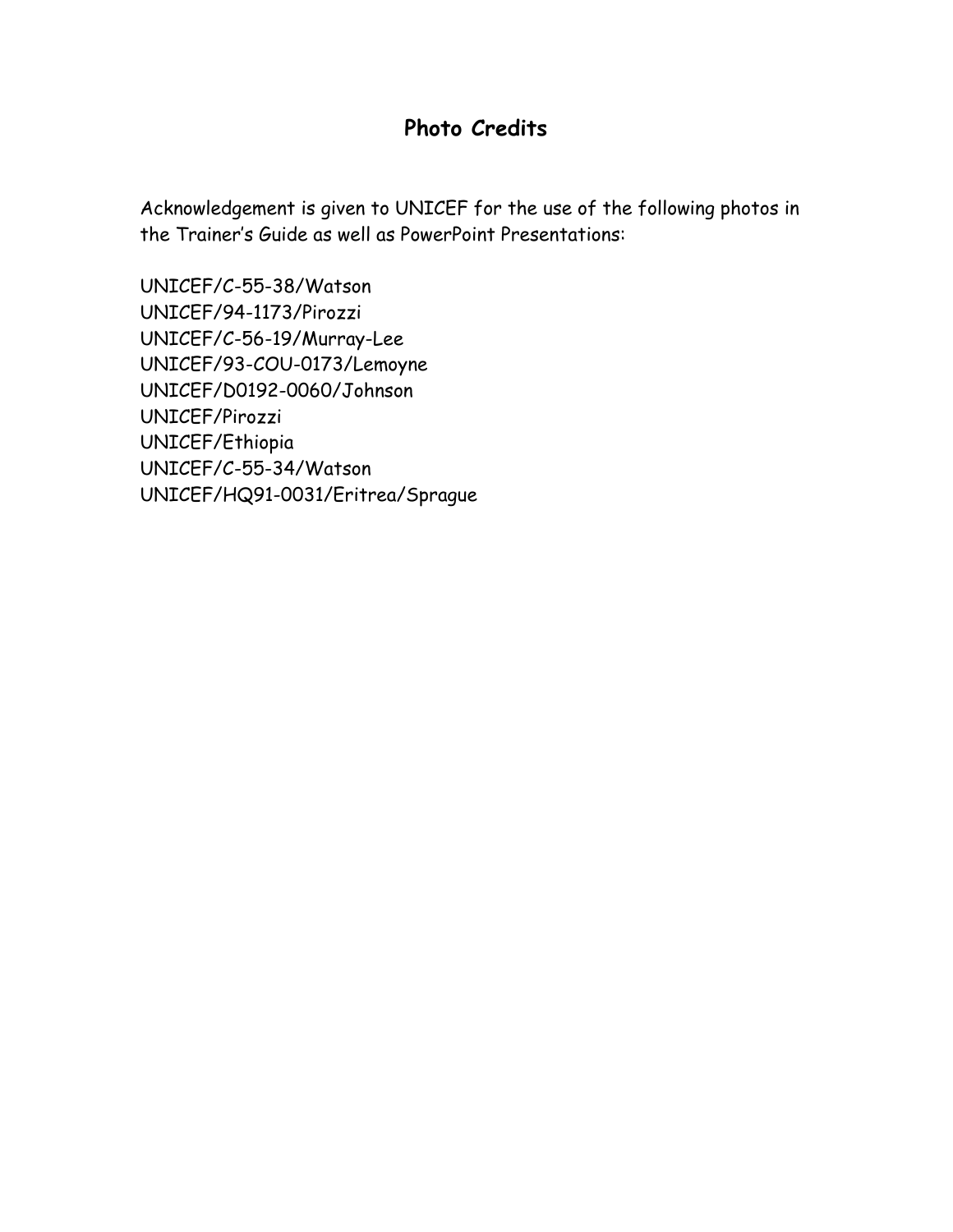# Photo Credits

Acknowledgement is given to UNICEF for the use of the following photos in the Trainer's Guide as well as PowerPoint Presentations:

UNICEF/C-55-38/Watson
UNICEF/94-1173/Pirozzi
UNICEF/C-56-19/Murray-Lee
UNICEF/93-COU-0173/Lemoyne
UNICEF/D0192-0060/Johnson
UNICEF/Pirozzi
UNICEF/Ethiopia
UNICEF/C-55-34/Watson
UNICEF/HQ91-0031/Eritrea/Sprague